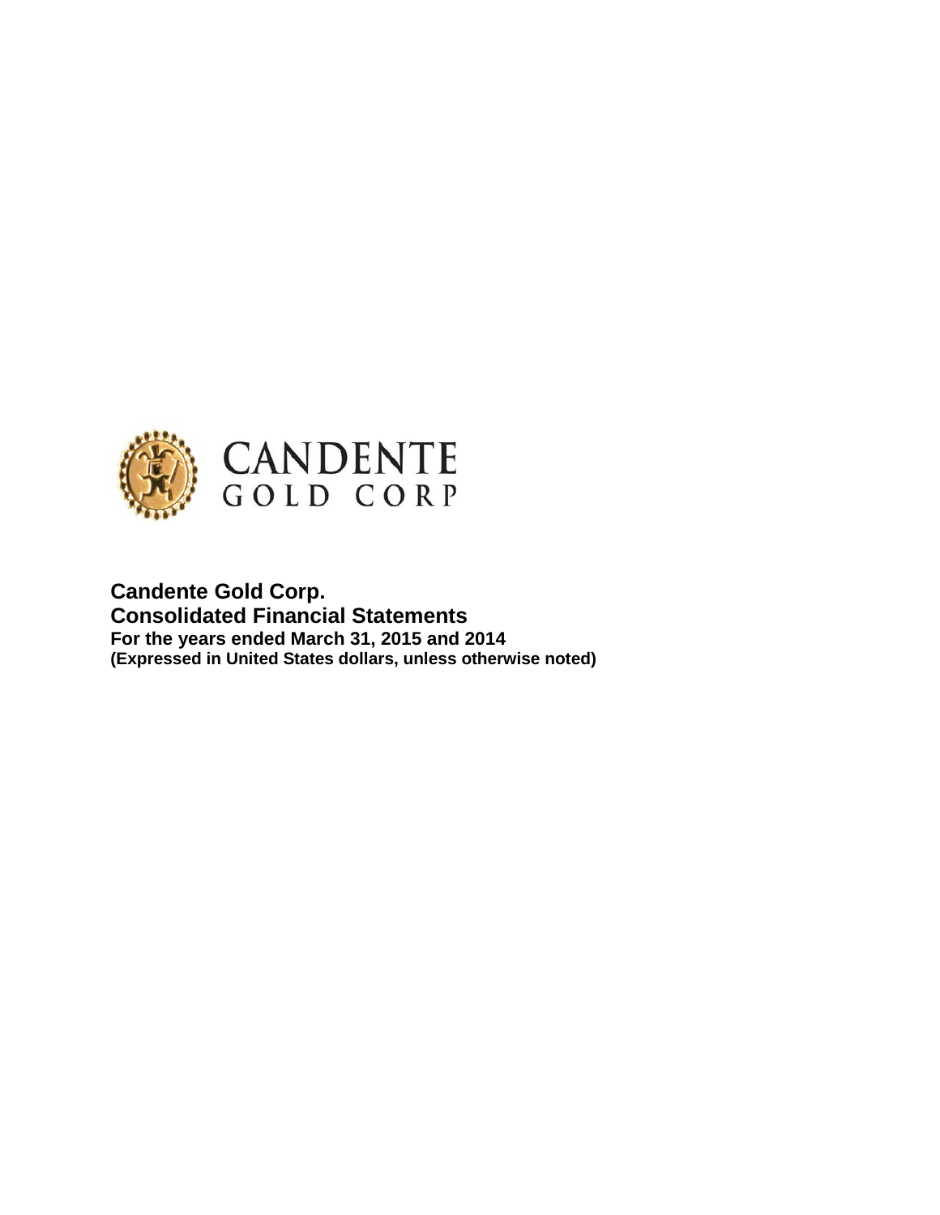CANDENTE
GOLD CORP

**Candente Gold Corp.**
**Consolidated Financial Statements**
**For the years ended March 31, 2015 and 2014**
**(Expressed in United States dollars, unless otherwise noted)**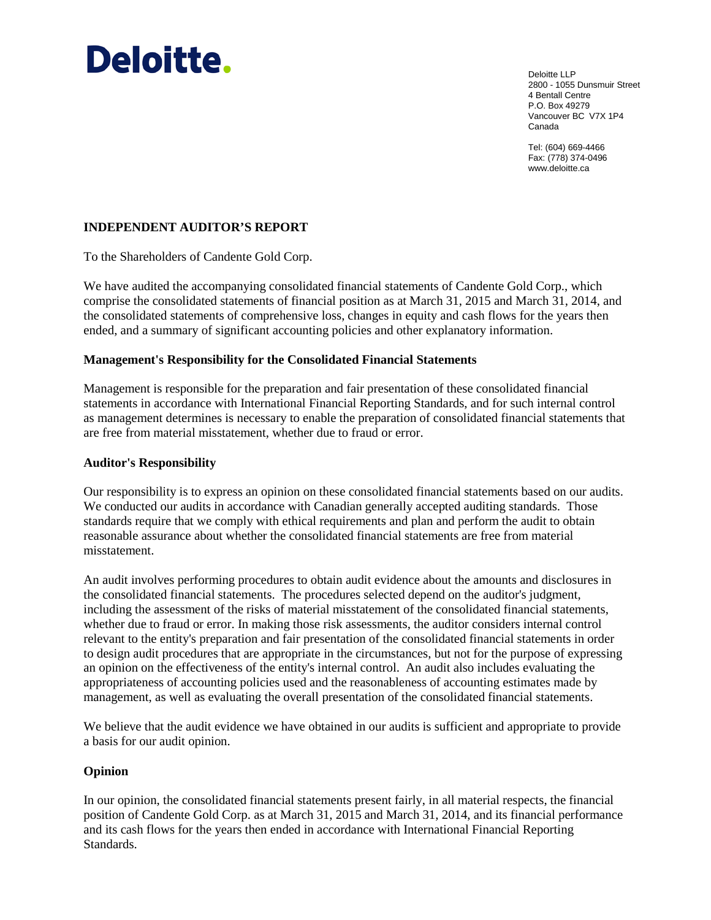Deloitte.

Deloitte LLP
2800 - 1055 Dunsmuir Street
4 Bentall Centre
P.O. Box 49279
Vancouver BC V7X 1P4
Canada

Tel: (604) 669-4466
Fax: (778) 374-0496
www.deloitte.ca

## INDEPENDENT AUDITOR'S REPORT

To the Shareholders of Candente Gold Corp.

We have audited the accompanying consolidated financial statements of Candente Gold Corp., which comprise the consolidated statements of financial position as at March 31, 2015 and March 31, 2014, and the consolidated statements of comprehensive loss, changes in equity and cash flows for the years then ended, and a summary of significant accounting policies and other explanatory information.

### Management's Responsibility for the Consolidated Financial Statements

Management is responsible for the preparation and fair presentation of these consolidated financial statements in accordance with International Financial Reporting Standards, and for such internal control as management determines is necessary to enable the preparation of consolidated financial statements that are free from material misstatement, whether due to fraud or error.

### Auditor's Responsibility

Our responsibility is to express an opinion on these consolidated financial statements based on our audits. We conducted our audits in accordance with Canadian generally accepted auditing standards. Those standards require that we comply with ethical requirements and plan and perform the audit to obtain reasonable assurance about whether the consolidated financial statements are free from material misstatement.

An audit involves performing procedures to obtain audit evidence about the amounts and disclosures in the consolidated financial statements. The procedures selected depend on the auditor's judgment, including the assessment of the risks of material misstatement of the consolidated financial statements, whether due to fraud or error. In making those risk assessments, the auditor considers internal control relevant to the entity's preparation and fair presentation of the consolidated financial statements in order to design audit procedures that are appropriate in the circumstances, but not for the purpose of expressing an opinion on the effectiveness of the entity's internal control. An audit also includes evaluating the appropriateness of accounting policies used and the reasonableness of accounting estimates made by management, as well as evaluating the overall presentation of the consolidated financial statements.

We believe that the audit evidence we have obtained in our audits is sufficient and appropriate to provide a basis for our audit opinion.

### Opinion

In our opinion, the consolidated financial statements present fairly, in all material respects, the financial position of Candente Gold Corp. as at March 31, 2015 and March 31, 2014, and its financial performance and its cash flows for the years then ended in accordance with International Financial Reporting Standards.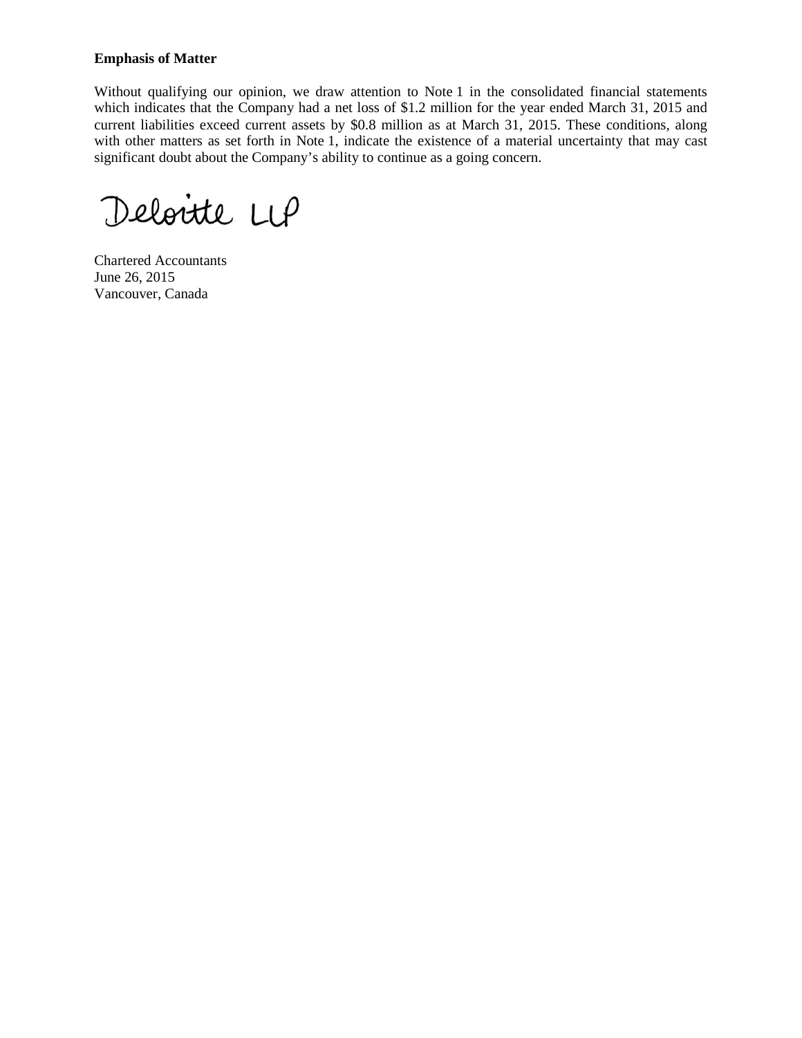**Emphasis of Matter**

Without qualifying our opinion, we draw attention to Note 1 in the consolidated financial statements which indicates that the Company had a net loss of $1.2 million for the year ended March 31, 2015 and current liabilities exceed current assets by $0.8 million as at March 31, 2015. These conditions, along with other matters as set forth in Note 1, indicate the existence of a material uncertainty that may cast significant doubt about the Company's ability to continue as a going concern.

Deloitte LLP

Chartered Accountants
June 26, 2015
Vancouver, Canada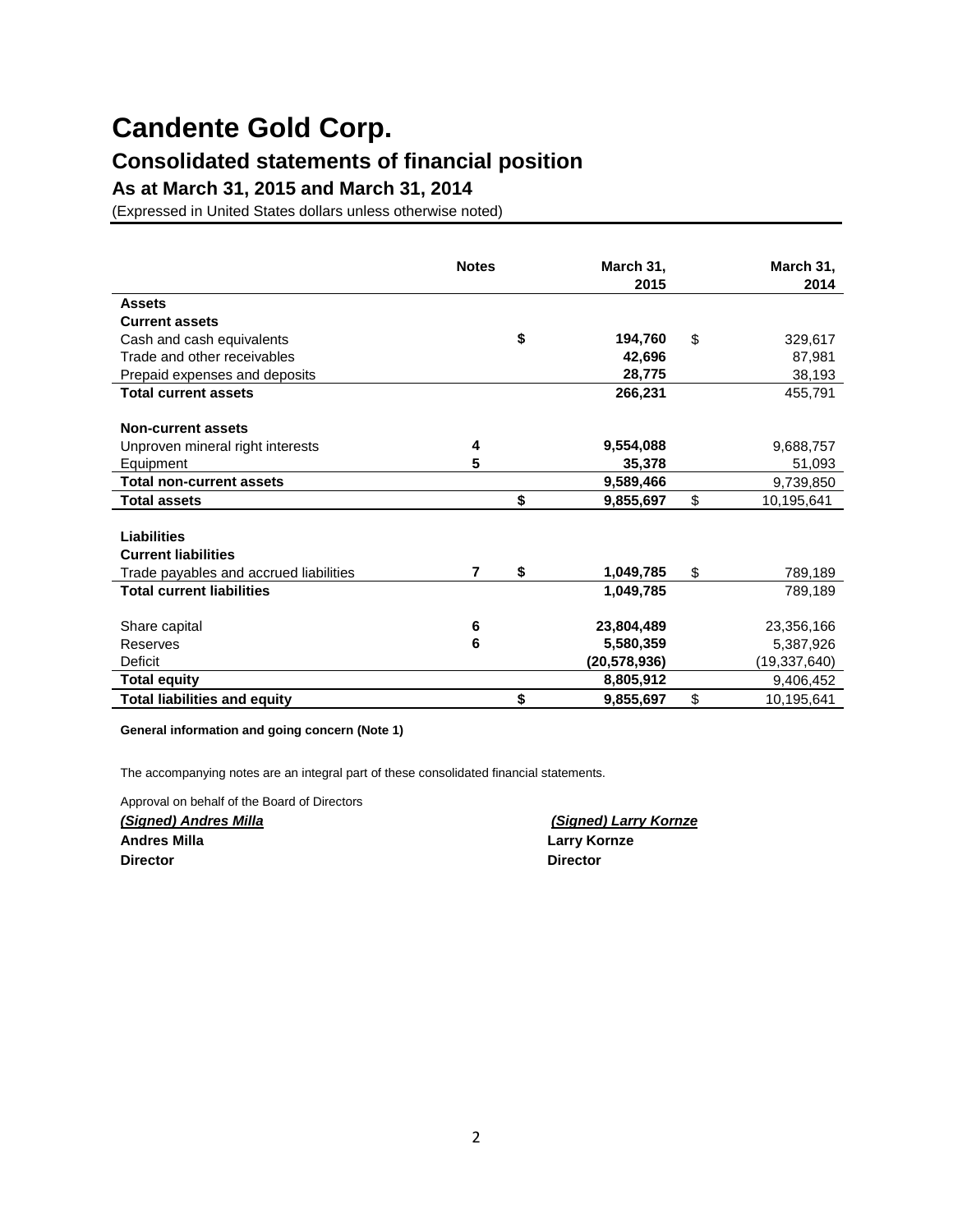# Candente Gold Corp.

## Consolidated statements of financial position

### As at March 31, 2015 and March 31, 2014

(Expressed in United States dollars unless otherwise noted)

| | Notes | March 31, 2015 | March 31, 2014 |
|---|---|---|---|
| **Assets** | | | |
| **Current assets** | | | |
| Cash and cash equivalents | | **$ 194,760** | $ 329,617 |
| Trade and other receivables | | **42,696** | 87,981 |
| Prepaid expenses and deposits | | **28,775** | 38,193 |
| **Total current assets** | | **266,231** | 455,791 |
| | | | |
| **Non-current assets** | | | |
| Unproven mineral right interests | 4 | **9,554,088** | 9,688,757 |
| Equipment | 5 | **35,378** | 51,093 |
| **Total non-current assets** | | **9,589,466** | 9,739,850 |
| **Total assets** | | **$ 9,855,697** | $ 10,195,641 |
| | | | |
| **Liabilities** | | | |
| **Current liabilities** | | | |
| Trade payables and accrued liabilities | 7 | **$ 1,049,785** | $ 789,189 |
| **Total current liabilities** | | **1,049,785** | 789,189 |
| | | | |
| Share capital | 6 | **23,804,489** | 23,356,166 |
| Reserves | 6 | **5,580,359** | 5,387,926 |
| Deficit | | **(20,578,936)** | (19,337,640) |
| **Total equity** | | **8,805,912** | 9,406,452 |
| **Total liabilities and equity** | | **$ 9,855,697** | $ 10,195,641 |

**General information and going concern (Note 1)**

The accompanying notes are an integral part of these consolidated financial statements.

Approval on behalf of the Board of Directors

***(Signed) Andres Milla***
**Andres Milla**
**Director**

***(Signed) Larry Kornze***
**Larry Kornze**
**Director**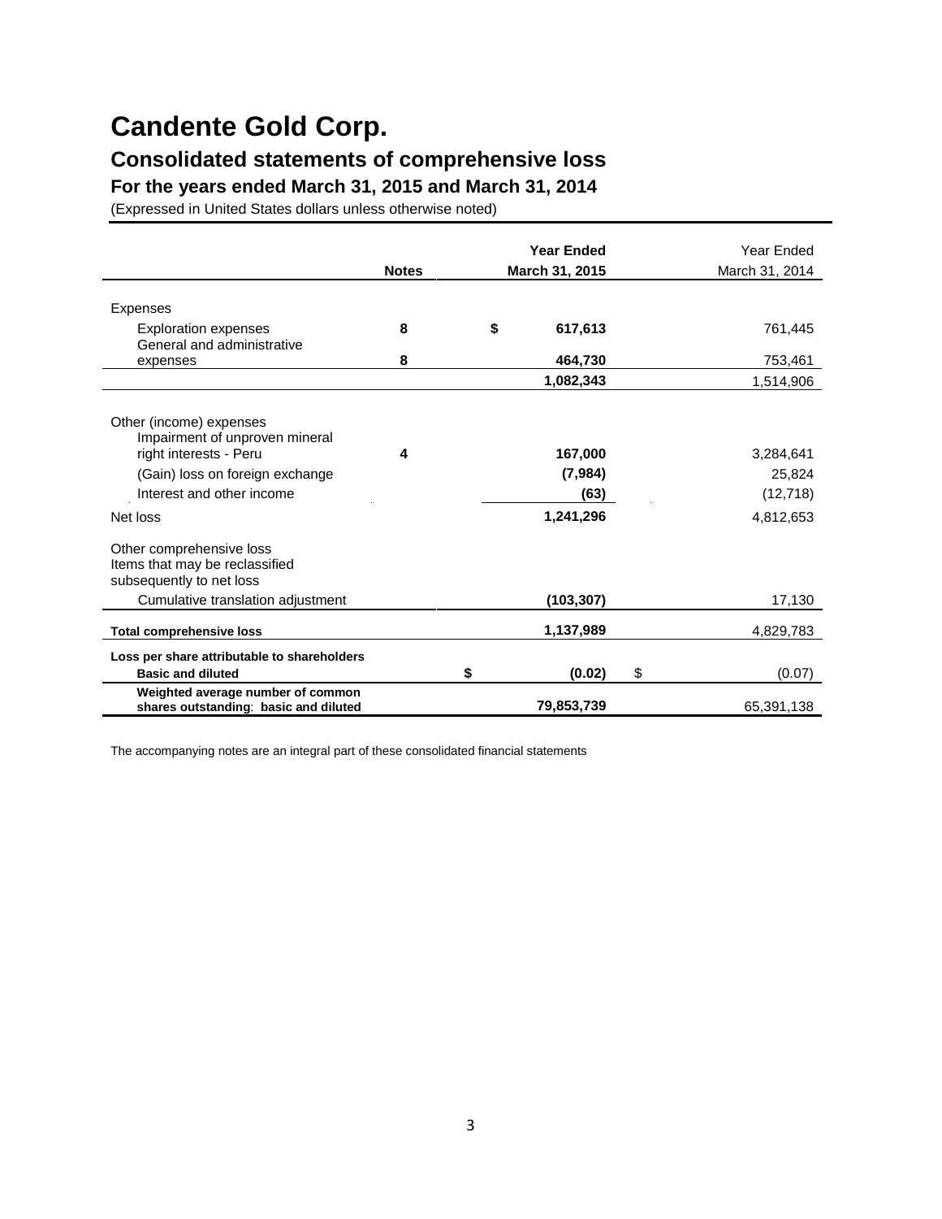# Candente Gold Corp.

## Consolidated statements of comprehensive loss

### For the years ended March 31, 2015 and March 31, 2014

(Expressed in United States dollars unless otherwise noted)

| | Notes | **Year Ended March 31, 2015** | Year Ended March 31, 2014 |
|---|---|---|---|
| Expenses | | | |
| Exploration expenses | **8** | **$ 617,613** | 761,445 |
| General and administrative expenses | **8** | **464,730** | 753,461 |
| | | **1,082,343** | 1,514,906 |
| Other (income) expenses | | | |
| Impairment of unproven mineral right interests - Peru | **4** | **167,000** | 3,284,641 |
| (Gain) loss on foreign exchange | | **(7,984)** | 25,824 |
| Interest and other income | | **(63)** | (12,718) |
| Net loss | | **1,241,296** | 4,812,653 |
| Other comprehensive loss | | | |
| Items that may be reclassified subsequently to net loss | | | |
| Cumulative translation adjustment | | **(103,307)** | 17,130 |
| **Total comprehensive loss** | | **1,137,989** | 4,829,783 |
| **Loss per share attributable to shareholders** | | | |
| **Basic and diluted** | | **$ (0.02)** | $ (0.07) |
| **Weighted average number of common shares outstanding: basic and diluted** | | **79,853,739** | 65,391,138 |

The accompanying notes are an integral part of these consolidated financial statements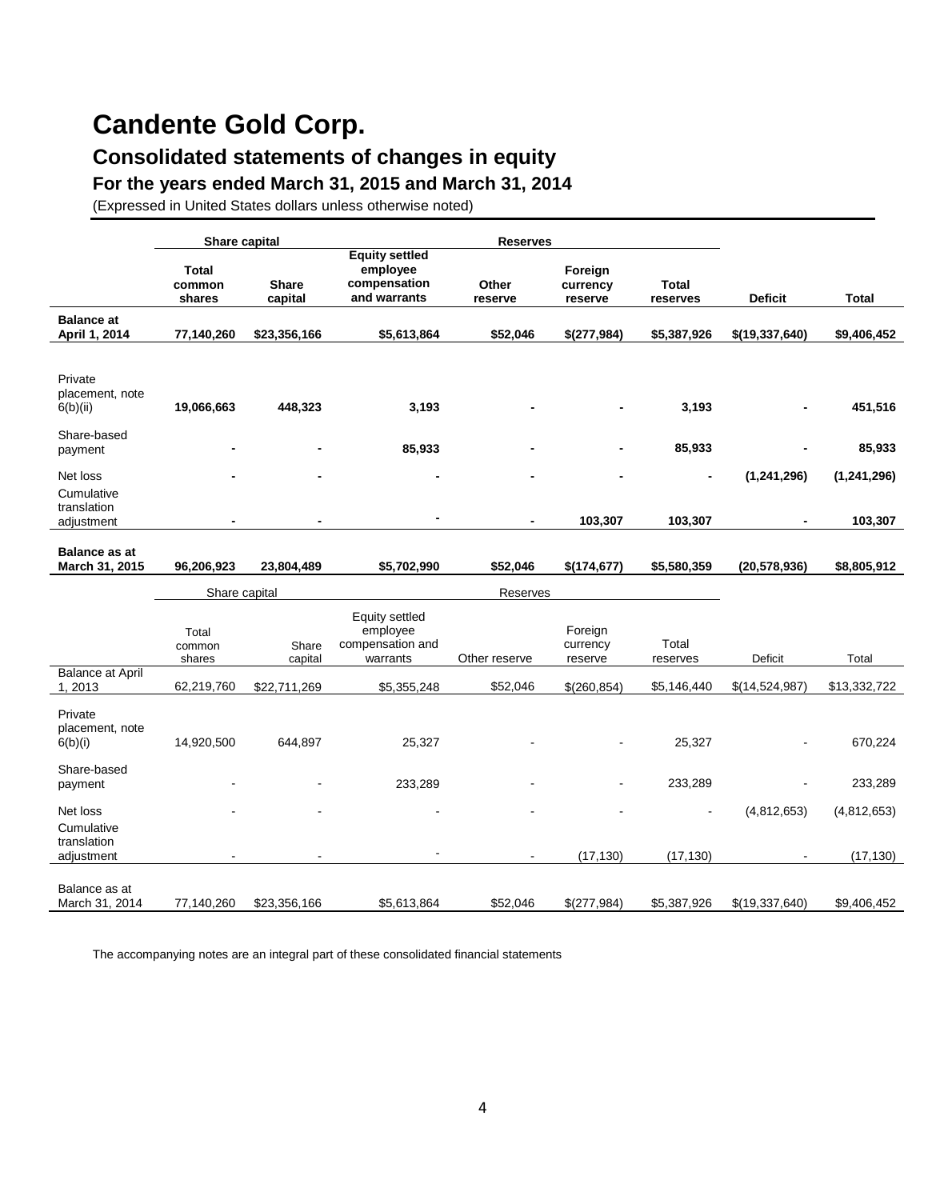# Candente Gold Corp.

## Consolidated statements of changes in equity

### For the years ended March 31, 2015 and March 31, 2014

(Expressed in United States dollars unless otherwise noted)

| | Share capital | | Reserves | | | | | |
|---|---|---|---|---|---|---|---|---|
| | **Total common shares** | **Share capital** | **Equity settled employee compensation and warrants** | **Other reserve** | **Foreign currency reserve** | **Total reserves** | **Deficit** | **Total** |
| **Balance at April 1, 2014** | **77,140,260** | **$23,356,166** | **$5,613,864** | **$52,046** | **$(277,984)** | **$5,387,926** | **$(19,337,640)** | **$9,406,452** |
| Private placement, note 6(b)(ii) | **19,066,663** | **448,323** | **3,193** | **-** | **-** | **3,193** | **-** | **451,516** |
| Share-based payment | **-** | **-** | **85,933** | **-** | **-** | **85,933** | **-** | **85,933** |
| Net loss | **-** | **-** | **-** | **-** | **-** | **-** | **(1,241,296)** | **(1,241,296)** |
| Cumulative translation adjustment | **-** | **-** | **-** | **-** | **103,307** | **103,307** | **-** | **103,307** |
| **Balance as at March 31, 2015** | **96,206,923** | **23,804,489** | **$5,702,990** | **$52,046** | **$(174,677)** | **$5,580,359** | **(20,578,936)** | **$8,805,912** |

| | Share capital | | Reserves | | | | | |
|---|---|---|---|---|---|---|---|---|
| | Total common shares | Share capital | Equity settled employee compensation and warrants | Other reserve | Foreign currency reserve | Total reserves | Deficit | Total |
| Balance at April 1, 2013 | 62,219,760 | $22,711,269 | $5,355,248 | $52,046 | $(260,854) | $5,146,440 | $(14,524,987) | $13,332,722 |
| Private placement, note 6(b)(i) | 14,920,500 | 644,897 | 25,327 | - | - | 25,327 | - | 670,224 |
| Share-based payment | - | - | 233,289 | - | - | 233,289 | - | 233,289 |
| Net loss | - | - | - | - | - | - | (4,812,653) | (4,812,653) |
| Cumulative translation adjustment | - | - | - | - | (17,130) | (17,130) | - | (17,130) |
| Balance as at March 31, 2014 | 77,140,260 | $23,356,166 | $5,613,864 | $52,046 | $(277,984) | $5,387,926 | $(19,337,640) | $9,406,452 |

The accompanying notes are an integral part of these consolidated financial statements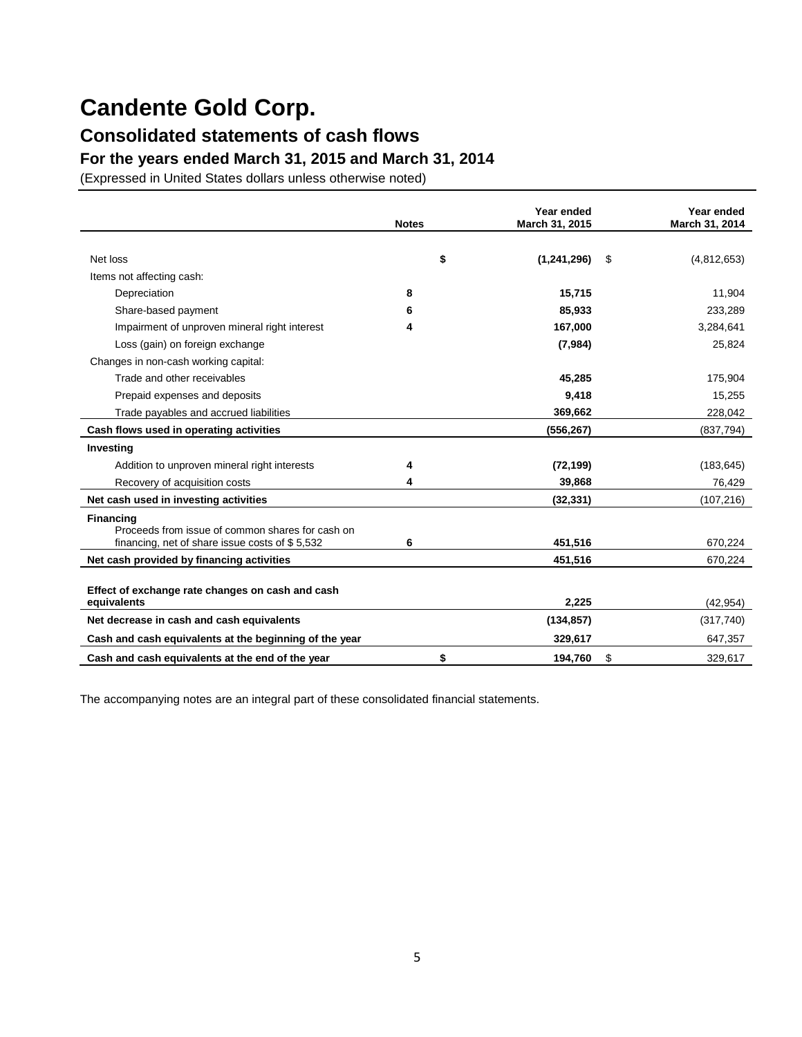# Candente Gold Corp.

## Consolidated statements of cash flows

### For the years ended March 31, 2015 and March 31, 2014

(Expressed in United States dollars unless otherwise noted)

| | Notes | Year ended March 31, 2015 | Year ended March 31, 2014 |
|---|---|---|---|
| Net loss | | **$ (1,241,296)** | $ (4,812,653) |
| Items not affecting cash: | | | |
| Depreciation | 8 | **15,715** | 11,904 |
| Share-based payment | 6 | **85,933** | 233,289 |
| Impairment of unproven mineral right interest | 4 | **167,000** | 3,284,641 |
| Loss (gain) on foreign exchange | | **(7,984)** | 25,824 |
| Changes in non-cash working capital: | | | |
| Trade and other receivables | | **45,285** | 175,904 |
| Prepaid expenses and deposits | | **9,418** | 15,255 |
| Trade payables and accrued liabilities | | **369,662** | 228,042 |
| **Cash flows used in operating activities** | | **(556,267)** | (837,794) |
| **Investing** | | | |
| Addition to unproven mineral right interests | 4 | **(72,199)** | (183,645) |
| Recovery of acquisition costs | 4 | **39,868** | 76,429 |
| **Net cash used in investing activities** | | **(32,331)** | (107,216) |
| **Financing** | | | |
| Proceeds from issue of common shares for cash on financing, net of share issue costs of $ 5,532 | 6 | **451,516** | 670,224 |
| **Net cash provided by financing activities** | | **451,516** | 670,224 |
| **Effect of exchange rate changes on cash and cash equivalents** | | **2,225** | (42,954) |
| **Net decrease in cash and cash equivalents** | | **(134,857)** | (317,740) |
| **Cash and cash equivalents at the beginning of the year** | | **329,617** | 647,357 |
| **Cash and cash equivalents at the end of the year** | | **$ 194,760** | $ 329,617 |

The accompanying notes are an integral part of these consolidated financial statements.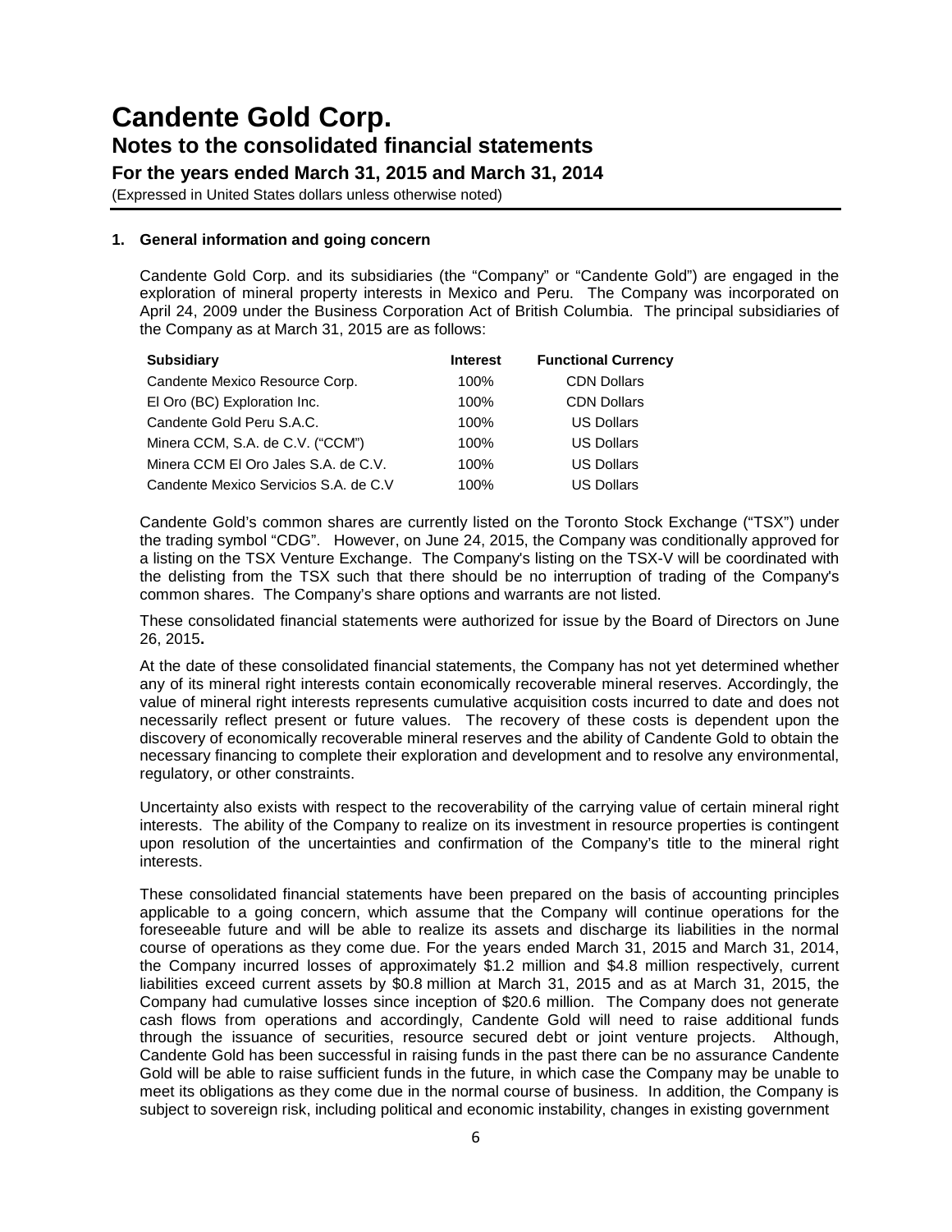# Candente Gold Corp.

## Notes to the consolidated financial statements

### For the years ended March 31, 2015 and March 31, 2014

(Expressed in United States dollars unless otherwise noted)

**1. General information and going concern**

Candente Gold Corp. and its subsidiaries (the "Company" or "Candente Gold") are engaged in the exploration of mineral property interests in Mexico and Peru. The Company was incorporated on April 24, 2009 under the Business Corporation Act of British Columbia. The principal subsidiaries of the Company as at March 31, 2015 are as follows:

| Subsidiary | Interest | Functional Currency |
|---|---|---|
| Candente Mexico Resource Corp. | 100% | CDN Dollars |
| El Oro (BC) Exploration Inc. | 100% | CDN Dollars |
| Candente Gold Peru S.A.C. | 100% | US Dollars |
| Minera CCM, S.A. de C.V. ("CCM") | 100% | US Dollars |
| Minera CCM El Oro Jales S.A. de C.V. | 100% | US Dollars |
| Candente Mexico Servicios S.A. de C.V | 100% | US Dollars |

Candente Gold's common shares are currently listed on the Toronto Stock Exchange ("TSX") under the trading symbol "CDG". However, on June 24, 2015, the Company was conditionally approved for a listing on the TSX Venture Exchange. The Company's listing on the TSX-V will be coordinated with the delisting from the TSX such that there should be no interruption of trading of the Company's common shares. The Company's share options and warrants are not listed.

These consolidated financial statements were authorized for issue by the Board of Directors on June 26, 2015**.**

At the date of these consolidated financial statements, the Company has not yet determined whether any of its mineral right interests contain economically recoverable mineral reserves. Accordingly, the value of mineral right interests represents cumulative acquisition costs incurred to date and does not necessarily reflect present or future values. The recovery of these costs is dependent upon the discovery of economically recoverable mineral reserves and the ability of Candente Gold to obtain the necessary financing to complete their exploration and development and to resolve any environmental, regulatory, or other constraints.

Uncertainty also exists with respect to the recoverability of the carrying value of certain mineral right interests. The ability of the Company to realize on its investment in resource properties is contingent upon resolution of the uncertainties and confirmation of the Company's title to the mineral right interests.

These consolidated financial statements have been prepared on the basis of accounting principles applicable to a going concern, which assume that the Company will continue operations for the foreseeable future and will be able to realize its assets and discharge its liabilities in the normal course of operations as they come due. For the years ended March 31, 2015 and March 31, 2014, the Company incurred losses of approximately $1.2 million and $4.8 million respectively, current liabilities exceed current assets by $0.8 million at March 31, 2015 and as at March 31, 2015, the Company had cumulative losses since inception of $20.6 million. The Company does not generate cash flows from operations and accordingly, Candente Gold will need to raise additional funds through the issuance of securities, resource secured debt or joint venture projects. Although, Candente Gold has been successful in raising funds in the past there can be no assurance Candente Gold will be able to raise sufficient funds in the future, in which case the Company may be unable to meet its obligations as they come due in the normal course of business. In addition, the Company is subject to sovereign risk, including political and economic instability, changes in existing government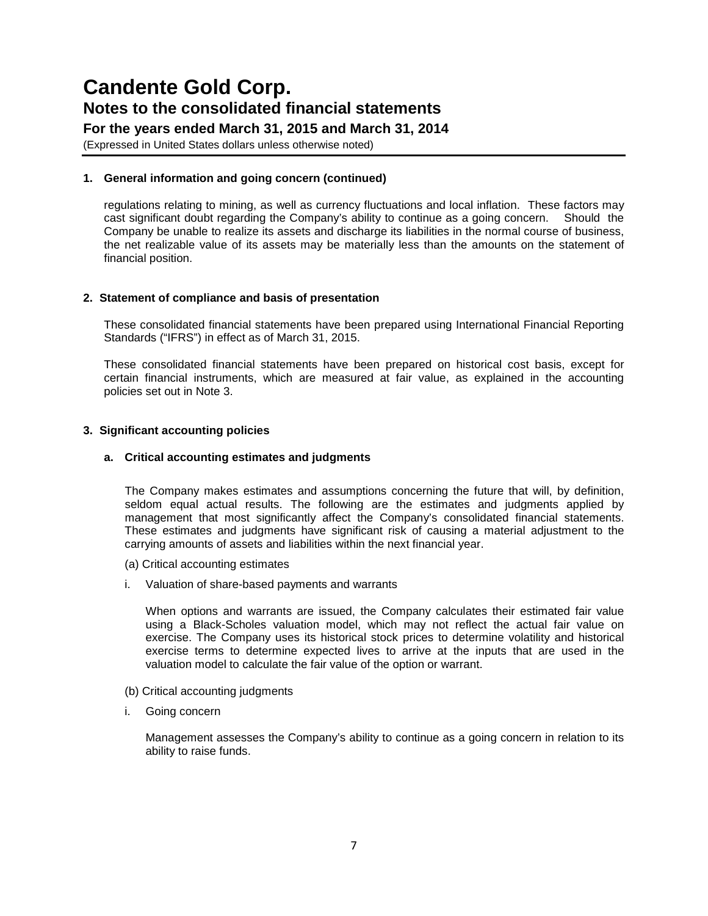## 1. General information and going concern (continued)

regulations relating to mining, as well as currency fluctuations and local inflation. These factors may cast significant doubt regarding the Company's ability to continue as a going concern. Should the Company be unable to realize its assets and discharge its liabilities in the normal course of business, the net realizable value of its assets may be materially less than the amounts on the statement of financial position.

## 2. Statement of compliance and basis of presentation

These consolidated financial statements have been prepared using International Financial Reporting Standards ("IFRS") in effect as of March 31, 2015.

These consolidated financial statements have been prepared on historical cost basis, except for certain financial instruments, which are measured at fair value, as explained in the accounting policies set out in Note 3.

## 3. Significant accounting policies

### a. Critical accounting estimates and judgments

The Company makes estimates and assumptions concerning the future that will, by definition, seldom equal actual results. The following are the estimates and judgments applied by management that most significantly affect the Company's consolidated financial statements. These estimates and judgments have significant risk of causing a material adjustment to the carrying amounts of assets and liabilities within the next financial year.

(a) Critical accounting estimates

i. Valuation of share-based payments and warrants

When options and warrants are issued, the Company calculates their estimated fair value using a Black-Scholes valuation model, which may not reflect the actual fair value on exercise. The Company uses its historical stock prices to determine volatility and historical exercise terms to determine expected lives to arrive at the inputs that are used in the valuation model to calculate the fair value of the option or warrant.

(b) Critical accounting judgments

i. Going concern

Management assesses the Company's ability to continue as a going concern in relation to its ability to raise funds.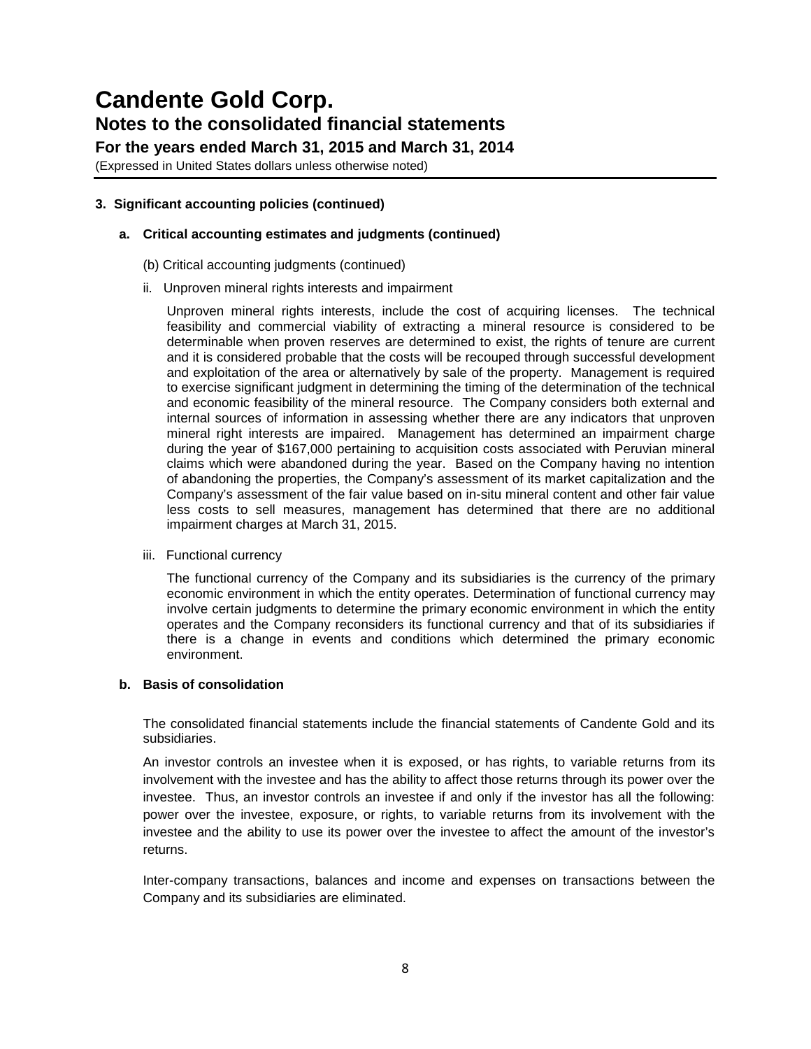# Candente Gold Corp.

## Notes to the consolidated financial statements

### For the years ended March 31, 2015 and March 31, 2014

(Expressed in United States dollars unless otherwise noted)

**3. Significant accounting policies (continued)**

**a. Critical accounting estimates and judgments (continued)**

(b) Critical accounting judgments (continued)

ii. Unproven mineral rights interests and impairment

Unproven mineral rights interests, include the cost of acquiring licenses. The technical feasibility and commercial viability of extracting a mineral resource is considered to be determinable when proven reserves are determined to exist, the rights of tenure are current and it is considered probable that the costs will be recouped through successful development and exploitation of the area or alternatively by sale of the property. Management is required to exercise significant judgment in determining the timing of the determination of the technical and economic feasibility of the mineral resource. The Company considers both external and internal sources of information in assessing whether there are any indicators that unproven mineral right interests are impaired. Management has determined an impairment charge during the year of \$167,000 pertaining to acquisition costs associated with Peruvian mineral claims which were abandoned during the year. Based on the Company having no intention of abandoning the properties, the Company's assessment of its market capitalization and the Company's assessment of the fair value based on in-situ mineral content and other fair value less costs to sell measures, management has determined that there are no additional impairment charges at March 31, 2015.

iii. Functional currency

The functional currency of the Company and its subsidiaries is the currency of the primary economic environment in which the entity operates. Determination of functional currency may involve certain judgments to determine the primary economic environment in which the entity operates and the Company reconsiders its functional currency and that of its subsidiaries if there is a change in events and conditions which determined the primary economic environment.

**b. Basis of consolidation**

The consolidated financial statements include the financial statements of Candente Gold and its subsidiaries.

An investor controls an investee when it is exposed, or has rights, to variable returns from its involvement with the investee and has the ability to affect those returns through its power over the investee. Thus, an investor controls an investee if and only if the investor has all the following: power over the investee, exposure, or rights, to variable returns from its involvement with the investee and the ability to use its power over the investee to affect the amount of the investor's returns.

Inter-company transactions, balances and income and expenses on transactions between the Company and its subsidiaries are eliminated.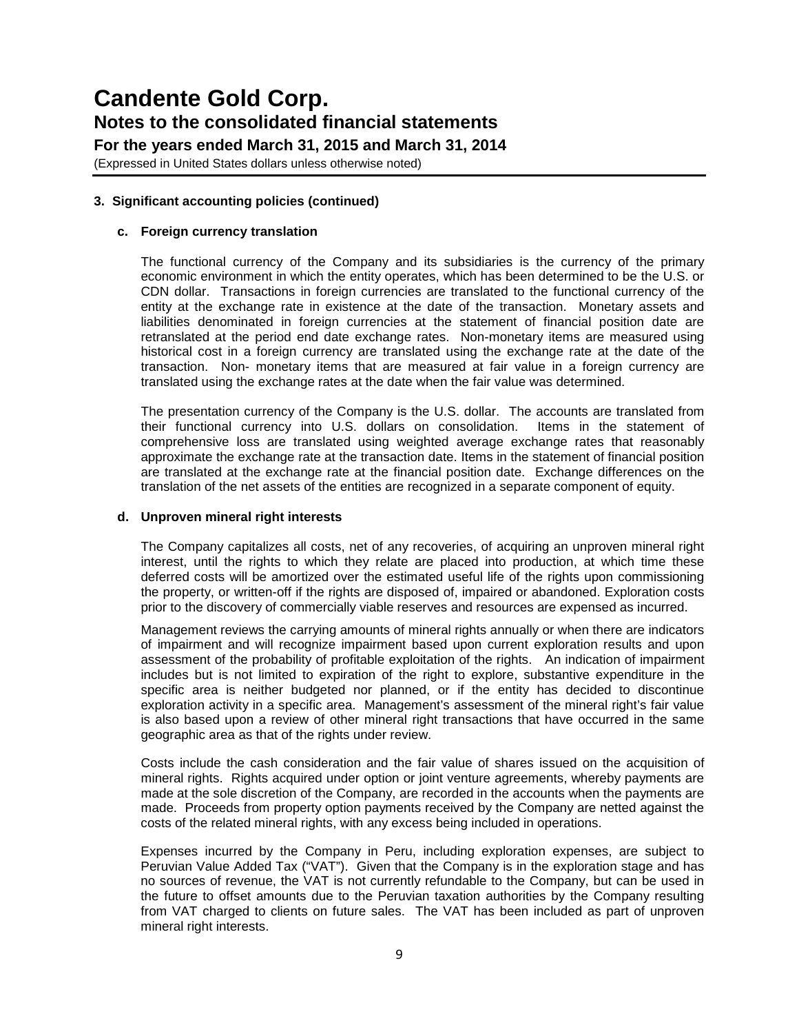# Candente Gold Corp.
## Notes to the consolidated financial statements
### For the years ended March 31, 2015 and March 31, 2014
(Expressed in United States dollars unless otherwise noted)

**3. Significant accounting policies (continued)**

**c. Foreign currency translation**

The functional currency of the Company and its subsidiaries is the currency of the primary economic environment in which the entity operates, which has been determined to be the U.S. or CDN dollar. Transactions in foreign currencies are translated to the functional currency of the entity at the exchange rate in existence at the date of the transaction. Monetary assets and liabilities denominated in foreign currencies at the statement of financial position date are retranslated at the period end date exchange rates. Non-monetary items are measured using historical cost in a foreign currency are translated using the exchange rate at the date of the transaction. Non- monetary items that are measured at fair value in a foreign currency are translated using the exchange rates at the date when the fair value was determined.

The presentation currency of the Company is the U.S. dollar. The accounts are translated from their functional currency into U.S. dollars on consolidation. Items in the statement of comprehensive loss are translated using weighted average exchange rates that reasonably approximate the exchange rate at the transaction date. Items in the statement of financial position are translated at the exchange rate at the financial position date. Exchange differences on the translation of the net assets of the entities are recognized in a separate component of equity.

**d. Unproven mineral right interests**

The Company capitalizes all costs, net of any recoveries, of acquiring an unproven mineral right interest, until the rights to which they relate are placed into production, at which time these deferred costs will be amortized over the estimated useful life of the rights upon commissioning the property, or written-off if the rights are disposed of, impaired or abandoned. Exploration costs prior to the discovery of commercially viable reserves and resources are expensed as incurred.

Management reviews the carrying amounts of mineral rights annually or when there are indicators of impairment and will recognize impairment based upon current exploration results and upon assessment of the probability of profitable exploitation of the rights. An indication of impairment includes but is not limited to expiration of the right to explore, substantive expenditure in the specific area is neither budgeted nor planned, or if the entity has decided to discontinue exploration activity in a specific area. Management's assessment of the mineral right's fair value is also based upon a review of other mineral right transactions that have occurred in the same geographic area as that of the rights under review.

Costs include the cash consideration and the fair value of shares issued on the acquisition of mineral rights. Rights acquired under option or joint venture agreements, whereby payments are made at the sole discretion of the Company, are recorded in the accounts when the payments are made. Proceeds from property option payments received by the Company are netted against the costs of the related mineral rights, with any excess being included in operations.

Expenses incurred by the Company in Peru, including exploration expenses, are subject to Peruvian Value Added Tax ("VAT"). Given that the Company is in the exploration stage and has no sources of revenue, the VAT is not currently refundable to the Company, but can be used in the future to offset amounts due to the Peruvian taxation authorities by the Company resulting from VAT charged to clients on future sales. The VAT has been included as part of unproven mineral right interests.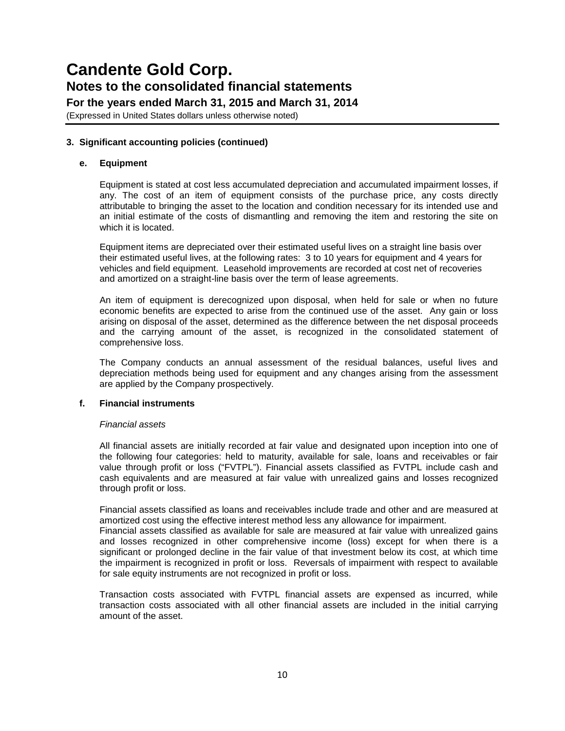### 3. Significant accounting policies (continued)

#### e. Equipment

Equipment is stated at cost less accumulated depreciation and accumulated impairment losses, if any. The cost of an item of equipment consists of the purchase price, any costs directly attributable to bringing the asset to the location and condition necessary for its intended use and an initial estimate of the costs of dismantling and removing the item and restoring the site on which it is located.

Equipment items are depreciated over their estimated useful lives on a straight line basis over their estimated useful lives, at the following rates: 3 to 10 years for equipment and 4 years for vehicles and field equipment. Leasehold improvements are recorded at cost net of recoveries and amortized on a straight-line basis over the term of lease agreements.

An item of equipment is derecognized upon disposal, when held for sale or when no future economic benefits are expected to arise from the continued use of the asset. Any gain or loss arising on disposal of the asset, determined as the difference between the net disposal proceeds and the carrying amount of the asset, is recognized in the consolidated statement of comprehensive loss.

The Company conducts an annual assessment of the residual balances, useful lives and depreciation methods being used for equipment and any changes arising from the assessment are applied by the Company prospectively.

#### f. Financial instruments

*Financial assets*

All financial assets are initially recorded at fair value and designated upon inception into one of the following four categories: held to maturity, available for sale, loans and receivables or fair value through profit or loss ("FVTPL"). Financial assets classified as FVTPL include cash and cash equivalents and are measured at fair value with unrealized gains and losses recognized through profit or loss.

Financial assets classified as loans and receivables include trade and other and are measured at amortized cost using the effective interest method less any allowance for impairment.
Financial assets classified as available for sale are measured at fair value with unrealized gains and losses recognized in other comprehensive income (loss) except for when there is a significant or prolonged decline in the fair value of that investment below its cost, at which time the impairment is recognized in profit or loss. Reversals of impairment with respect to available for sale equity instruments are not recognized in profit or loss.

Transaction costs associated with FVTPL financial assets are expensed as incurred, while transaction costs associated with all other financial assets are included in the initial carrying amount of the asset.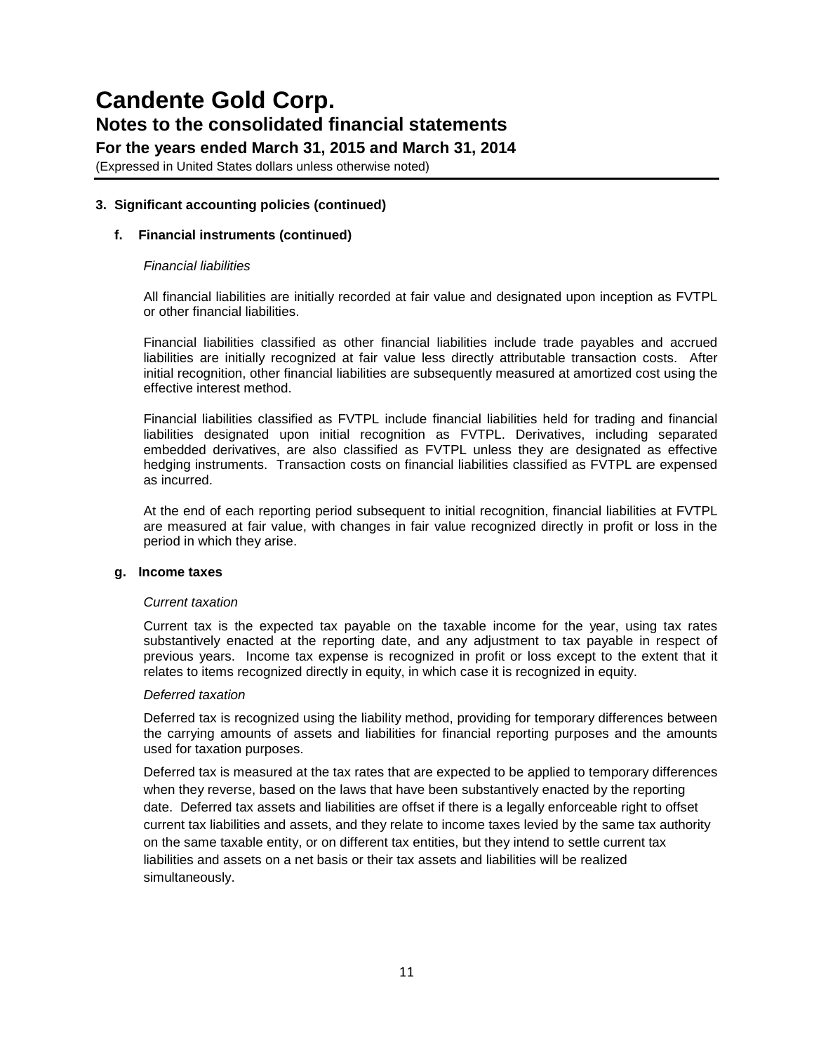### 3. Significant accounting policies (continued)

#### f. Financial instruments (continued)

*Financial liabilities*

All financial liabilities are initially recorded at fair value and designated upon inception as FVTPL or other financial liabilities.

Financial liabilities classified as other financial liabilities include trade payables and accrued liabilities are initially recognized at fair value less directly attributable transaction costs. After initial recognition, other financial liabilities are subsequently measured at amortized cost using the effective interest method.

Financial liabilities classified as FVTPL include financial liabilities held for trading and financial liabilities designated upon initial recognition as FVTPL. Derivatives, including separated embedded derivatives, are also classified as FVTPL unless they are designated as effective hedging instruments. Transaction costs on financial liabilities classified as FVTPL are expensed as incurred.

At the end of each reporting period subsequent to initial recognition, financial liabilities at FVTPL are measured at fair value, with changes in fair value recognized directly in profit or loss in the period in which they arise.

#### g. Income taxes

*Current taxation*

Current tax is the expected tax payable on the taxable income for the year, using tax rates substantively enacted at the reporting date, and any adjustment to tax payable in respect of previous years. Income tax expense is recognized in profit or loss except to the extent that it relates to items recognized directly in equity, in which case it is recognized in equity.

*Deferred taxation*

Deferred tax is recognized using the liability method, providing for temporary differences between the carrying amounts of assets and liabilities for financial reporting purposes and the amounts used for taxation purposes.

Deferred tax is measured at the tax rates that are expected to be applied to temporary differences when they reverse, based on the laws that have been substantively enacted by the reporting date. Deferred tax assets and liabilities are offset if there is a legally enforceable right to offset current tax liabilities and assets, and they relate to income taxes levied by the same tax authority on the same taxable entity, or on different tax entities, but they intend to settle current tax liabilities and assets on a net basis or their tax assets and liabilities will be realized simultaneously.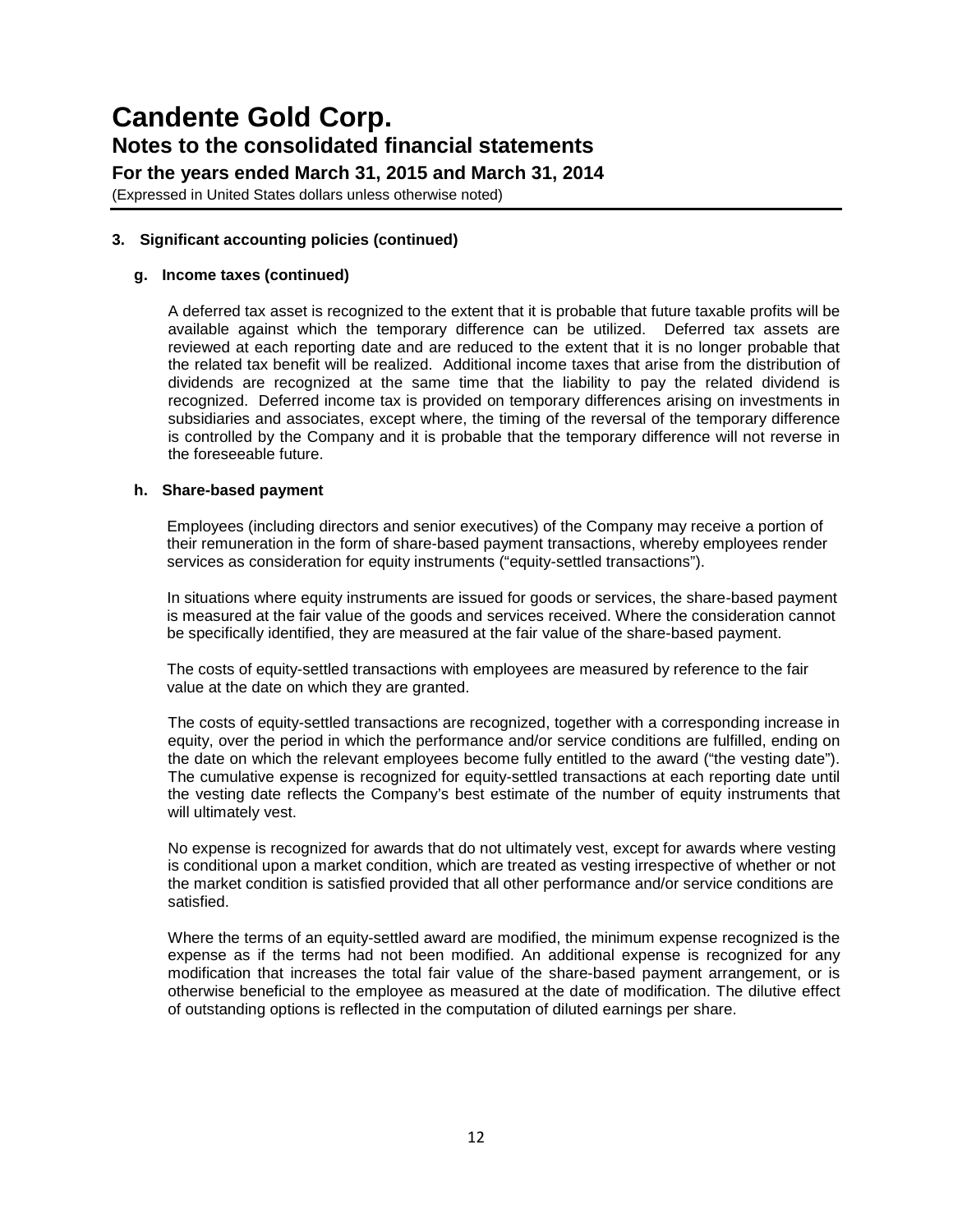### 3. Significant accounting policies (continued)

#### g. Income taxes (continued)

A deferred tax asset is recognized to the extent that it is probable that future taxable profits will be available against which the temporary difference can be utilized. Deferred tax assets are reviewed at each reporting date and are reduced to the extent that it is no longer probable that the related tax benefit will be realized. Additional income taxes that arise from the distribution of dividends are recognized at the same time that the liability to pay the related dividend is recognized. Deferred income tax is provided on temporary differences arising on investments in subsidiaries and associates, except where, the timing of the reversal of the temporary difference is controlled by the Company and it is probable that the temporary difference will not reverse in the foreseeable future.

#### h. Share-based payment

Employees (including directors and senior executives) of the Company may receive a portion of their remuneration in the form of share-based payment transactions, whereby employees render services as consideration for equity instruments ("equity-settled transactions").

In situations where equity instruments are issued for goods or services, the share-based payment is measured at the fair value of the goods and services received. Where the consideration cannot be specifically identified, they are measured at the fair value of the share-based payment.

The costs of equity-settled transactions with employees are measured by reference to the fair value at the date on which they are granted.

The costs of equity-settled transactions are recognized, together with a corresponding increase in equity, over the period in which the performance and/or service conditions are fulfilled, ending on the date on which the relevant employees become fully entitled to the award ("the vesting date"). The cumulative expense is recognized for equity-settled transactions at each reporting date until the vesting date reflects the Company's best estimate of the number of equity instruments that will ultimately vest.

No expense is recognized for awards that do not ultimately vest, except for awards where vesting is conditional upon a market condition, which are treated as vesting irrespective of whether or not the market condition is satisfied provided that all other performance and/or service conditions are satisfied.

Where the terms of an equity-settled award are modified, the minimum expense recognized is the expense as if the terms had not been modified. An additional expense is recognized for any modification that increases the total fair value of the share-based payment arrangement, or is otherwise beneficial to the employee as measured at the date of modification. The dilutive effect of outstanding options is reflected in the computation of diluted earnings per share.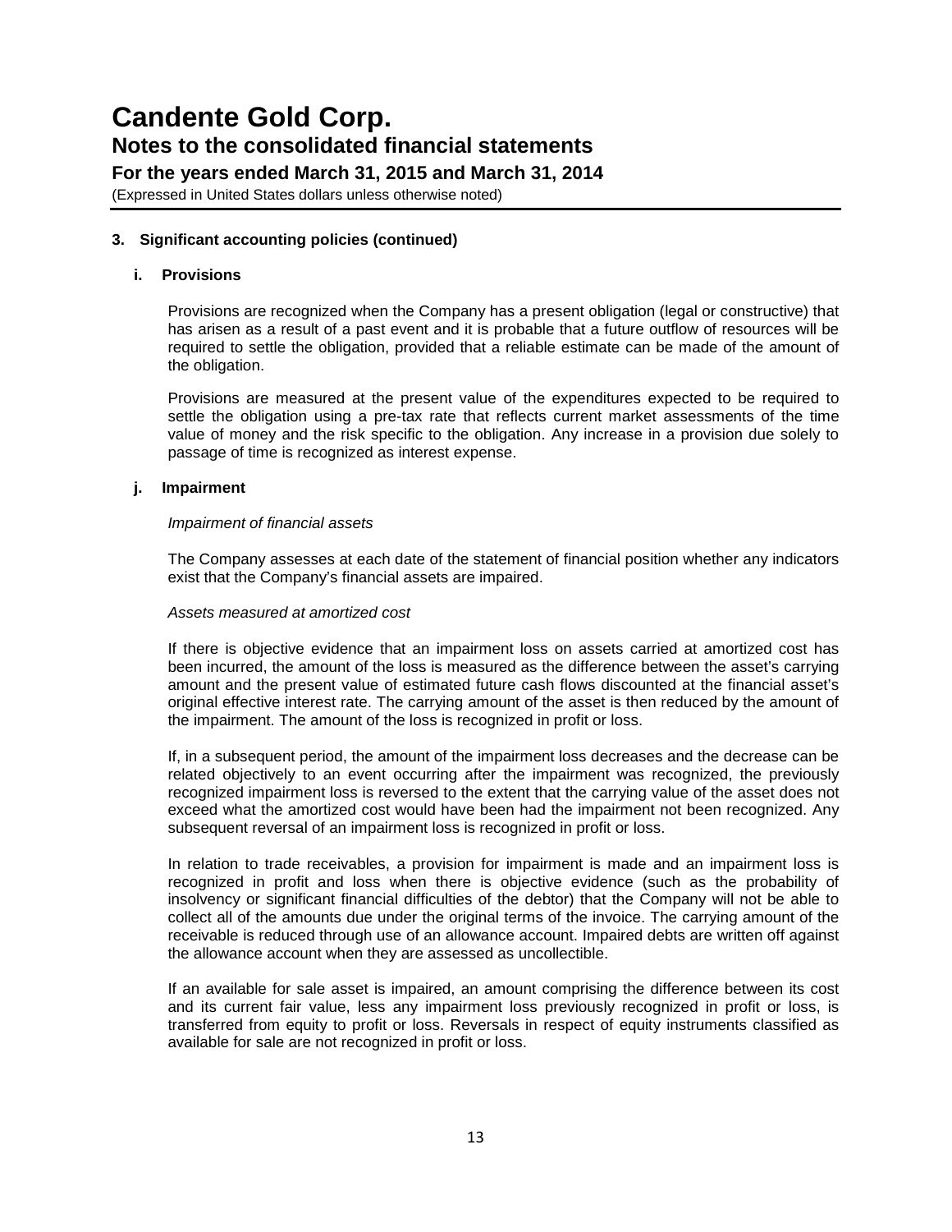### 3. Significant accounting policies (continued)

#### i. Provisions

Provisions are recognized when the Company has a present obligation (legal or constructive) that has arisen as a result of a past event and it is probable that a future outflow of resources will be required to settle the obligation, provided that a reliable estimate can be made of the amount of the obligation.

Provisions are measured at the present value of the expenditures expected to be required to settle the obligation using a pre-tax rate that reflects current market assessments of the time value of money and the risk specific to the obligation. Any increase in a provision due solely to passage of time is recognized as interest expense.

#### j. Impairment

*Impairment of financial assets*

The Company assesses at each date of the statement of financial position whether any indicators exist that the Company's financial assets are impaired.

*Assets measured at amortized cost*

If there is objective evidence that an impairment loss on assets carried at amortized cost has been incurred, the amount of the loss is measured as the difference between the asset's carrying amount and the present value of estimated future cash flows discounted at the financial asset's original effective interest rate. The carrying amount of the asset is then reduced by the amount of the impairment. The amount of the loss is recognized in profit or loss.

If, in a subsequent period, the amount of the impairment loss decreases and the decrease can be related objectively to an event occurring after the impairment was recognized, the previously recognized impairment loss is reversed to the extent that the carrying value of the asset does not exceed what the amortized cost would have been had the impairment not been recognized. Any subsequent reversal of an impairment loss is recognized in profit or loss.

In relation to trade receivables, a provision for impairment is made and an impairment loss is recognized in profit and loss when there is objective evidence (such as the probability of insolvency or significant financial difficulties of the debtor) that the Company will not be able to collect all of the amounts due under the original terms of the invoice. The carrying amount of the receivable is reduced through use of an allowance account. Impaired debts are written off against the allowance account when they are assessed as uncollectible.

If an available for sale asset is impaired, an amount comprising the difference between its cost and its current fair value, less any impairment loss previously recognized in profit or loss, is transferred from equity to profit or loss. Reversals in respect of equity instruments classified as available for sale are not recognized in profit or loss.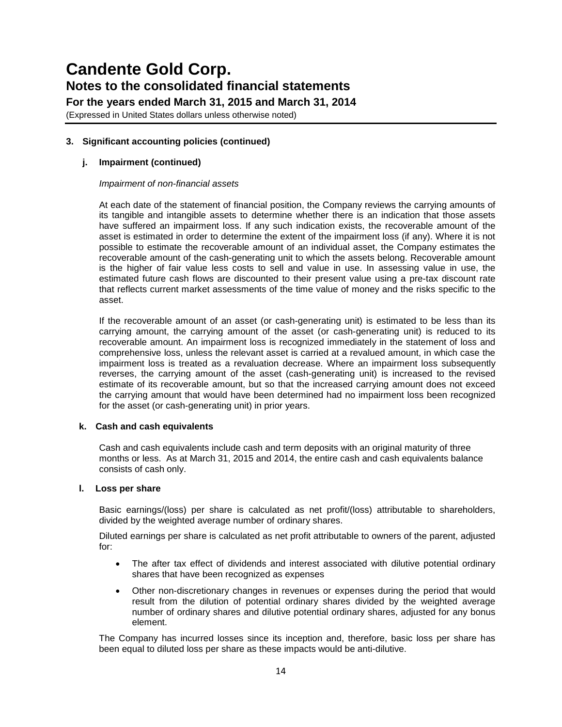### 3. Significant accounting policies (continued)

#### j. Impairment (continued)

*Impairment of non-financial assets*

At each date of the statement of financial position, the Company reviews the carrying amounts of its tangible and intangible assets to determine whether there is an indication that those assets have suffered an impairment loss. If any such indication exists, the recoverable amount of the asset is estimated in order to determine the extent of the impairment loss (if any). Where it is not possible to estimate the recoverable amount of an individual asset, the Company estimates the recoverable amount of the cash-generating unit to which the assets belong. Recoverable amount is the higher of fair value less costs to sell and value in use. In assessing value in use, the estimated future cash flows are discounted to their present value using a pre-tax discount rate that reflects current market assessments of the time value of money and the risks specific to the asset.

If the recoverable amount of an asset (or cash-generating unit) is estimated to be less than its carrying amount, the carrying amount of the asset (or cash-generating unit) is reduced to its recoverable amount. An impairment loss is recognized immediately in the statement of loss and comprehensive loss, unless the relevant asset is carried at a revalued amount, in which case the impairment loss is treated as a revaluation decrease. Where an impairment loss subsequently reverses, the carrying amount of the asset (cash-generating unit) is increased to the revised estimate of its recoverable amount, but so that the increased carrying amount does not exceed the carrying amount that would have been determined had no impairment loss been recognized for the asset (or cash-generating unit) in prior years.

#### k. Cash and cash equivalents

Cash and cash equivalents include cash and term deposits with an original maturity of three months or less. As at March 31, 2015 and 2014, the entire cash and cash equivalents balance consists of cash only.

#### l. Loss per share

Basic earnings/(loss) per share is calculated as net profit/(loss) attributable to shareholders, divided by the weighted average number of ordinary shares.

Diluted earnings per share is calculated as net profit attributable to owners of the parent, adjusted for:

- The after tax effect of dividends and interest associated with dilutive potential ordinary shares that have been recognized as expenses
- Other non-discretionary changes in revenues or expenses during the period that would result from the dilution of potential ordinary shares divided by the weighted average number of ordinary shares and dilutive potential ordinary shares, adjusted for any bonus element.

The Company has incurred losses since its inception and, therefore, basic loss per share has been equal to diluted loss per share as these impacts would be anti-dilutive.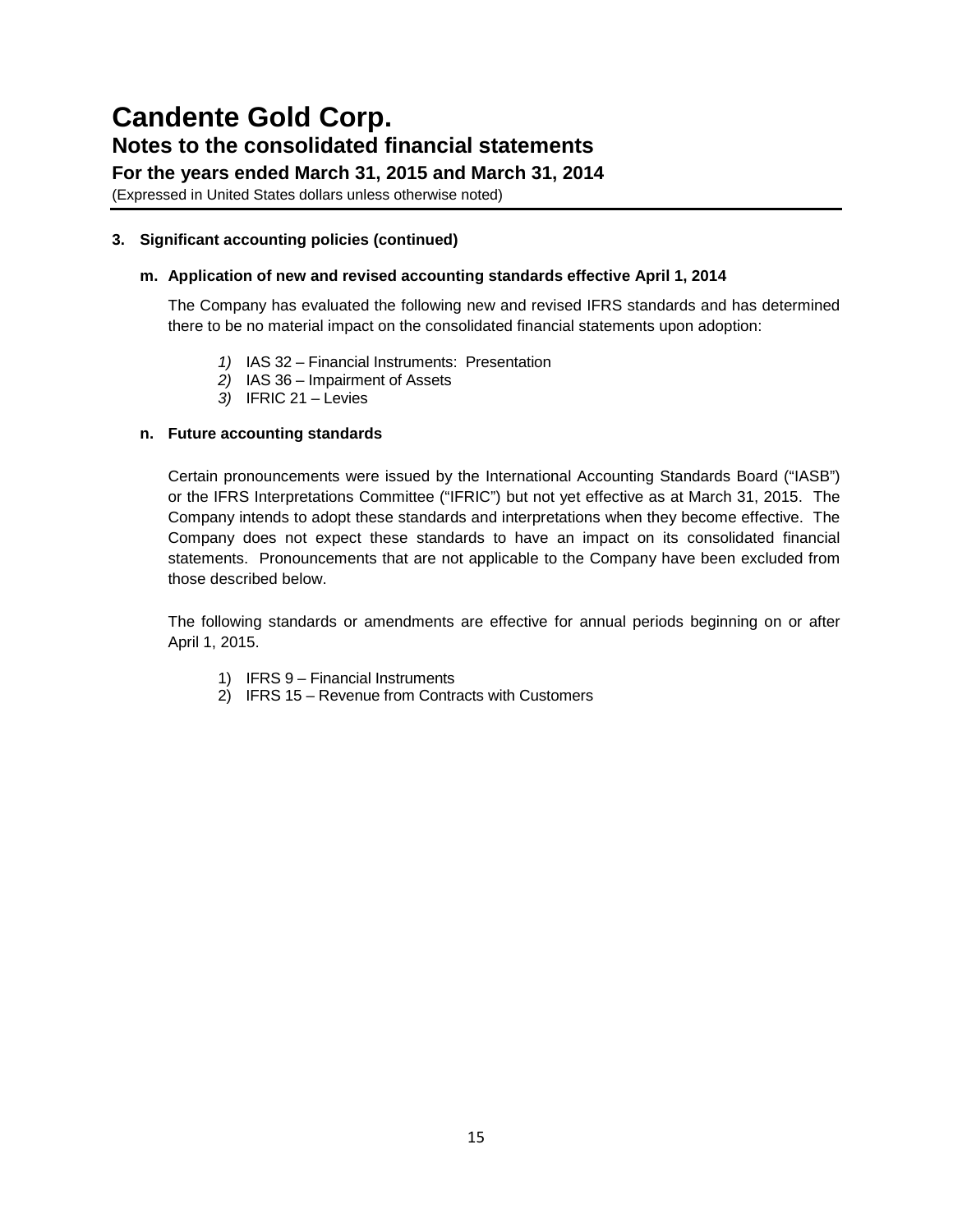# Candente Gold Corp.

## Notes to the consolidated financial statements

### For the years ended March 31, 2015 and March 31, 2014

(Expressed in United States dollars unless otherwise noted)

**3. Significant accounting policies (continued)**

**m. Application of new and revised accounting standards effective April 1, 2014**

The Company has evaluated the following new and revised IFRS standards and has determined there to be no material impact on the consolidated financial statements upon adoption:

1) IAS 32 – Financial Instruments: Presentation
2) IAS 36 – Impairment of Assets
3) IFRIC 21 – Levies

**n. Future accounting standards**

Certain pronouncements were issued by the International Accounting Standards Board ("IASB") or the IFRS Interpretations Committee ("IFRIC") but not yet effective as at March 31, 2015. The Company intends to adopt these standards and interpretations when they become effective. The Company does not expect these standards to have an impact on its consolidated financial statements. Pronouncements that are not applicable to the Company have been excluded from those described below.

The following standards or amendments are effective for annual periods beginning on or after April 1, 2015.

1) IFRS 9 – Financial Instruments
2) IFRS 15 – Revenue from Contracts with Customers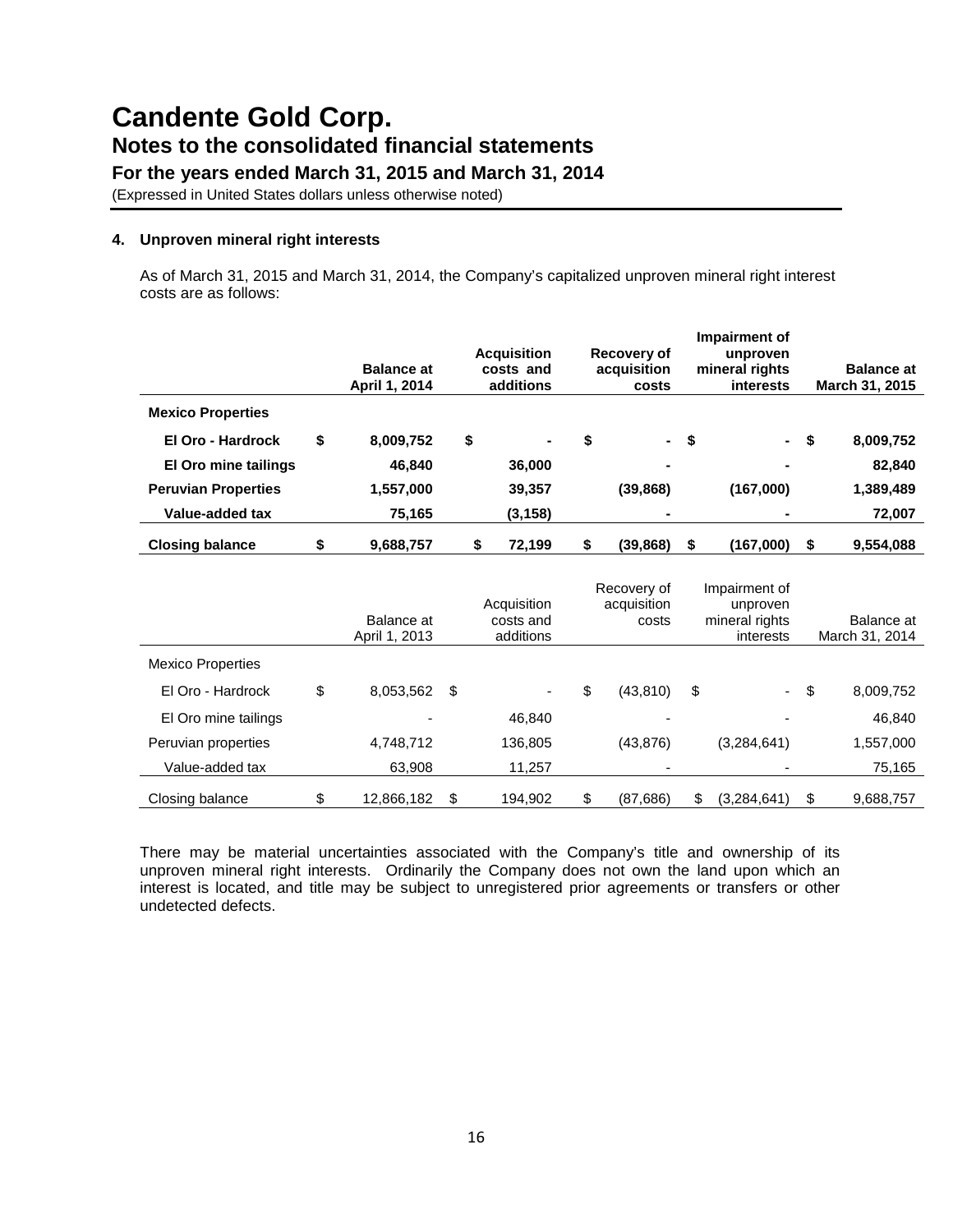# Candente Gold Corp.

## Notes to the consolidated financial statements

### For the years ended March 31, 2015 and March 31, 2014

(Expressed in United States dollars unless otherwise noted)

**4. Unproven mineral right interests**

As of March 31, 2015 and March 31, 2014, the Company's capitalized unproven mineral right interest costs are as follows:

| | Balance at April 1, 2014 | Acquisition costs and additions | Recovery of acquisition costs | Impairment of unproven mineral rights interests | Balance at March 31, 2015 |
|---|---|---|---|---|---|
| **Mexico Properties** | | | | | |
| **El Oro - Hardrock** | $ 8,009,752 | $ - | $ - | $ - | $ 8,009,752 |
| **El Oro mine tailings** | 46,840 | 36,000 | - | - | 82,840 |
| **Peruvian Properties** | 1,557,000 | 39,357 | (39,868) | (167,000) | 1,389,489 |
| **Value-added tax** | 75,165 | (3,158) | - | - | 72,007 |
| **Closing balance** | $ 9,688,757 | $ 72,199 | $ (39,868) | $ (167,000) | $ 9,554,088 |

| | Balance at April 1, 2013 | Acquisition costs and additions | Recovery of acquisition costs | Impairment of unproven mineral rights interests | Balance at March 31, 2014 |
|---|---|---|---|---|---|
| Mexico Properties | | | | | |
| El Oro - Hardrock | $ 8,053,562 | $ - | $ (43,810) | $ - | $ 8,009,752 |
| El Oro mine tailings | - | 46,840 | - | - | 46,840 |
| Peruvian properties | 4,748,712 | 136,805 | (43,876) | (3,284,641) | 1,557,000 |
| Value-added tax | 63,908 | 11,257 | - | - | 75,165 |
| Closing balance | $ 12,866,182 | $ 194,902 | $ (87,686) | $ (3,284,641) | $ 9,688,757 |

There may be material uncertainties associated with the Company's title and ownership of its unproven mineral right interests. Ordinarily the Company does not own the land upon which an interest is located, and title may be subject to unregistered prior agreements or transfers or other undetected defects.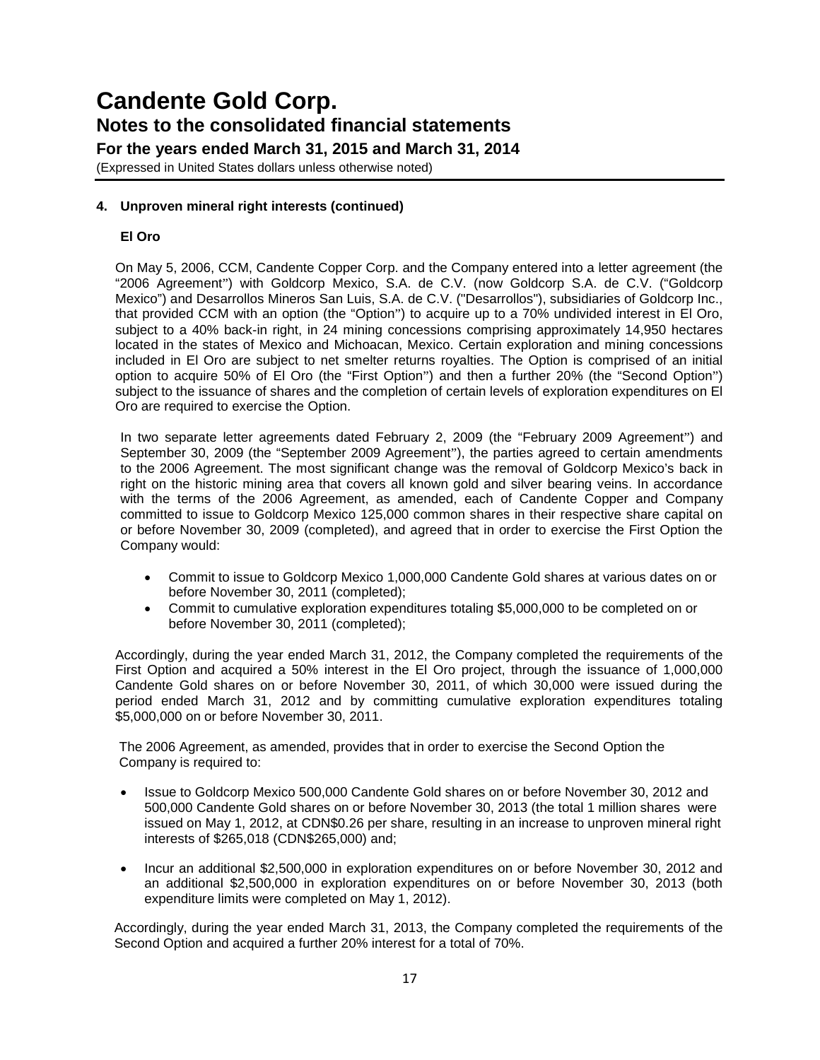# Candente Gold Corp.

## Notes to the consolidated financial statements

### For the years ended March 31, 2015 and March 31, 2014

(Expressed in United States dollars unless otherwise noted)

#### 4. Unproven mineral right interests (continued)

**El Oro**

On May 5, 2006, CCM, Candente Copper Corp. and the Company entered into a letter agreement (the "2006 Agreement") with Goldcorp Mexico, S.A. de C.V. (now Goldcorp S.A. de C.V. ("Goldcorp Mexico") and Desarrollos Mineros San Luis, S.A. de C.V. ("Desarrollos"), subsidiaries of Goldcorp Inc., that provided CCM with an option (the "Option") to acquire up to a 70% undivided interest in El Oro, subject to a 40% back-in right, in 24 mining concessions comprising approximately 14,950 hectares located in the states of Mexico and Michoacan, Mexico. Certain exploration and mining concessions included in El Oro are subject to net smelter returns royalties. The Option is comprised of an initial option to acquire 50% of El Oro (the "First Option") and then a further 20% (the "Second Option") subject to the issuance of shares and the completion of certain levels of exploration expenditures on El Oro are required to exercise the Option.

In two separate letter agreements dated February 2, 2009 (the "February 2009 Agreement") and September 30, 2009 (the "September 2009 Agreement"), the parties agreed to certain amendments to the 2006 Agreement. The most significant change was the removal of Goldcorp Mexico's back in right on the historic mining area that covers all known gold and silver bearing veins. In accordance with the terms of the 2006 Agreement, as amended, each of Candente Copper and Company committed to issue to Goldcorp Mexico 125,000 common shares in their respective share capital on or before November 30, 2009 (completed), and agreed that in order to exercise the First Option the Company would:

- Commit to issue to Goldcorp Mexico 1,000,000 Candente Gold shares at various dates on or before November 30, 2011 (completed);
- Commit to cumulative exploration expenditures totaling $5,000,000 to be completed on or before November 30, 2011 (completed);

Accordingly, during the year ended March 31, 2012, the Company completed the requirements of the First Option and acquired a 50% interest in the El Oro project, through the issuance of 1,000,000 Candente Gold shares on or before November 30, 2011, of which 30,000 were issued during the period ended March 31, 2012 and by committing cumulative exploration expenditures totaling $5,000,000 on or before November 30, 2011.

The 2006 Agreement, as amended, provides that in order to exercise the Second Option the Company is required to:

- Issue to Goldcorp Mexico 500,000 Candente Gold shares on or before November 30, 2012 and 500,000 Candente Gold shares on or before November 30, 2013 (the total 1 million shares were issued on May 1, 2012, at CDN$0.26 per share, resulting in an increase to unproven mineral right interests of $265,018 (CDN$265,000) and;
- Incur an additional $2,500,000 in exploration expenditures on or before November 30, 2012 and an additional $2,500,000 in exploration expenditures on or before November 30, 2013 (both expenditure limits were completed on May 1, 2012).

Accordingly, during the year ended March 31, 2013, the Company completed the requirements of the Second Option and acquired a further 20% interest for a total of 70%.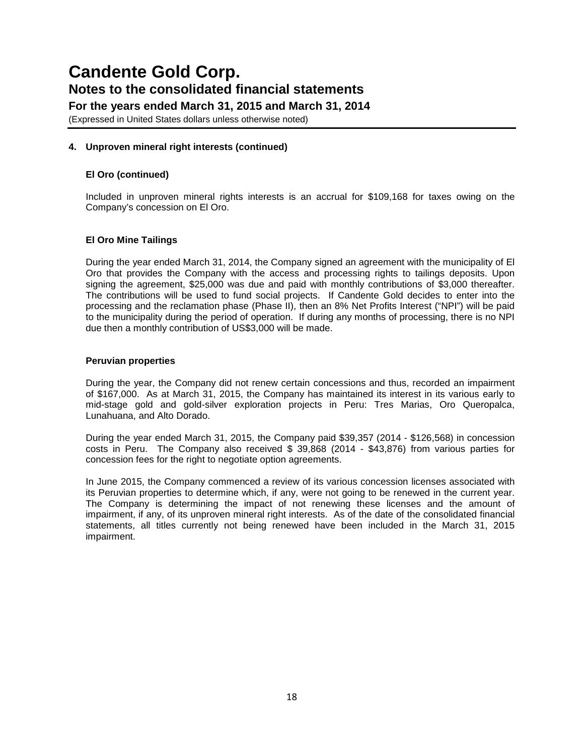# Candente Gold Corp.

## Notes to the consolidated financial statements

### For the years ended March 31, 2015 and March 31, 2014

(Expressed in United States dollars unless otherwise noted)

**4. Unproven mineral right interests (continued)**

**El Oro (continued)**

Included in unproven mineral rights interests is an accrual for $109,168 for taxes owing on the Company's concession on El Oro.

**El Oro Mine Tailings**

During the year ended March 31, 2014, the Company signed an agreement with the municipality of El Oro that provides the Company with the access and processing rights to tailings deposits. Upon signing the agreement, $25,000 was due and paid with monthly contributions of $3,000 thereafter. The contributions will be used to fund social projects. If Candente Gold decides to enter into the processing and the reclamation phase (Phase II), then an 8% Net Profits Interest ("NPI") will be paid to the municipality during the period of operation. If during any months of processing, there is no NPI due then a monthly contribution of US$3,000 will be made.

**Peruvian properties**

During the year, the Company did not renew certain concessions and thus, recorded an impairment of $167,000. As at March 31, 2015, the Company has maintained its interest in its various early to mid-stage gold and gold-silver exploration projects in Peru: Tres Marias, Oro Queropalca, Lunahuana, and Alto Dorado.

During the year ended March 31, 2015, the Company paid $39,357 (2014 - $126,568) in concession costs in Peru. The Company also received $ 39,868 (2014 - $43,876) from various parties for concession fees for the right to negotiate option agreements.

In June 2015, the Company commenced a review of its various concession licenses associated with its Peruvian properties to determine which, if any, were not going to be renewed in the current year. The Company is determining the impact of not renewing these licenses and the amount of impairment, if any, of its unproven mineral right interests. As of the date of the consolidated financial statements, all titles currently not being renewed have been included in the March 31, 2015 impairment.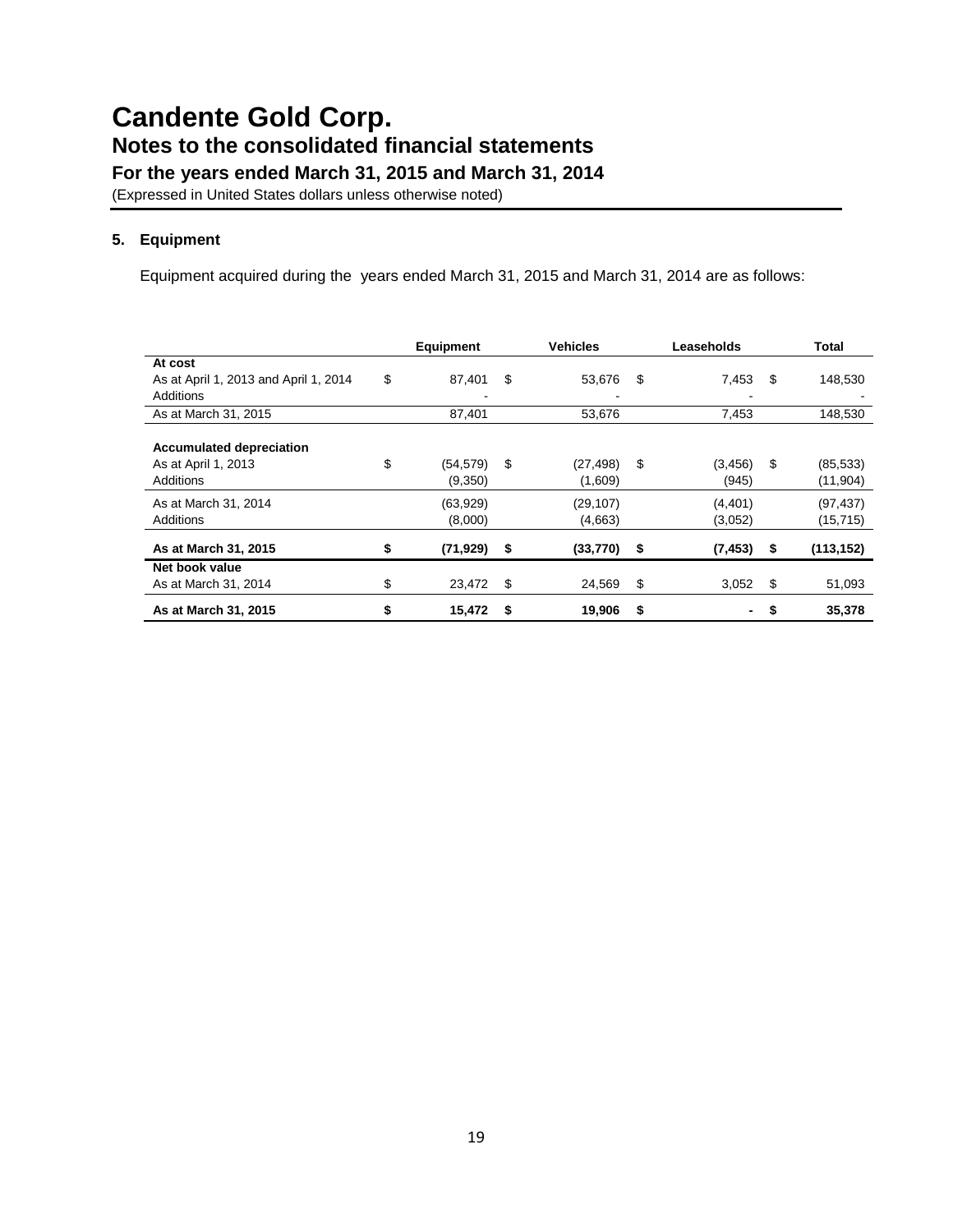# Candente Gold Corp.

## Notes to the consolidated financial statements

### For the years ended March 31, 2015 and March 31, 2014

(Expressed in United States dollars unless otherwise noted)

**5. Equipment**

Equipment acquired during the years ended March 31, 2015 and March 31, 2014 are as follows:

| | Equipment | Vehicles | Leaseholds | Total |
|---|---|---|---|---|
| **At cost** | | | | |
| As at April 1, 2013 and April 1, 2014 | $ 87,401 | $ 53,676 | $ 7,453 | $ 148,530 |
| Additions | - | - | - | - |
| As at March 31, 2015 | 87,401 | 53,676 | 7,453 | 148,530 |
| | | | | |
| **Accumulated depreciation** | | | | |
| As at April 1, 2013 | $ (54,579) | $ (27,498) | $ (3,456) | $ (85,533) |
| Additions | (9,350) | (1,609) | (945) | (11,904) |
| As at March 31, 2014 | (63,929) | (29,107) | (4,401) | (97,437) |
| Additions | (8,000) | (4,663) | (3,052) | (15,715) |
| **As at March 31, 2015** | **$ (71,929)** | **$ (33,770)** | **$ (7,453)** | **$ (113,152)** |
| **Net book value** | | | | |
| As at March 31, 2014 | $ 23,472 | $ 24,569 | $ 3,052 | $ 51,093 |
| **As at March 31, 2015** | **$ 15,472** | **$ 19,906** | **$ -** | **$ 35,378** |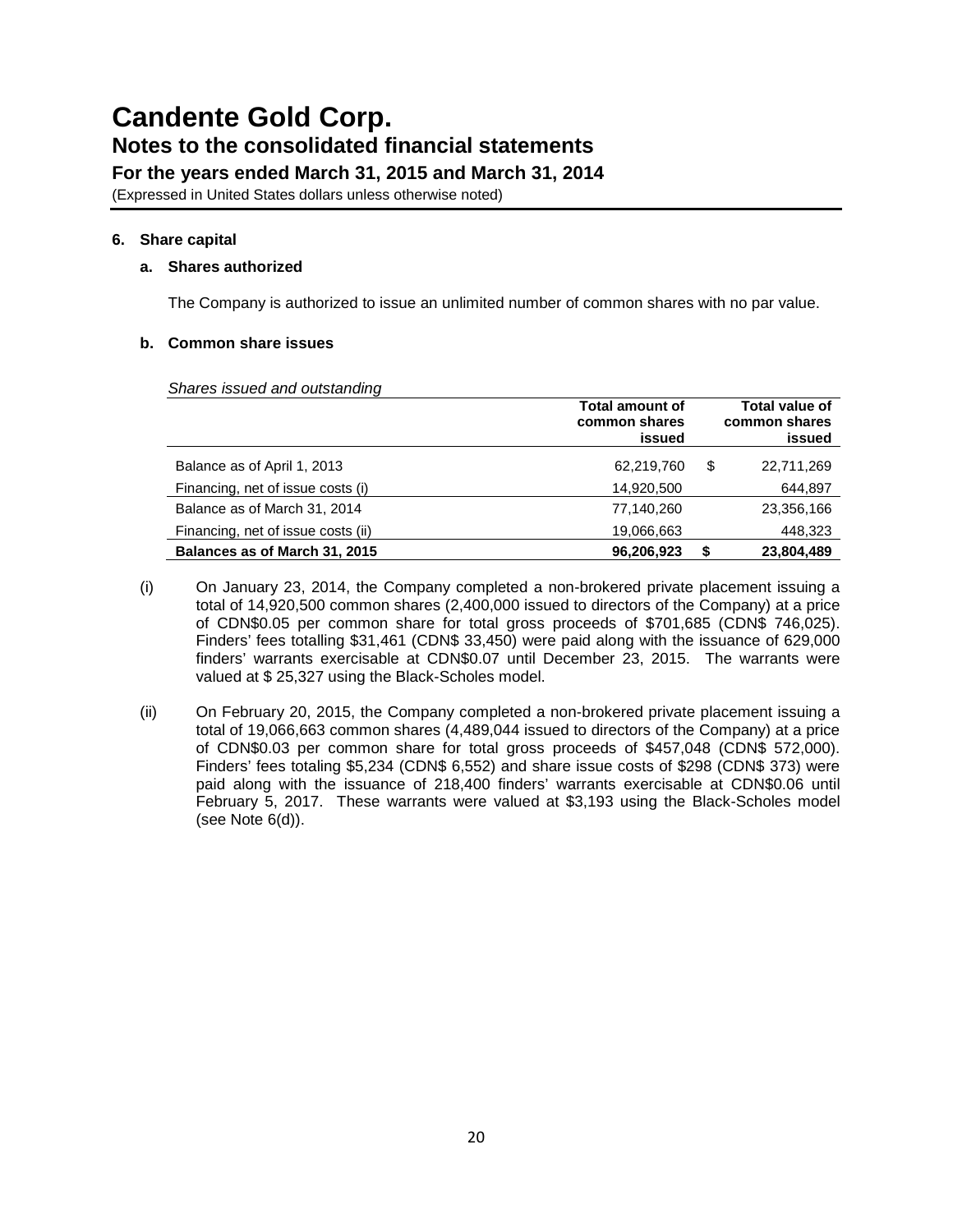# Candente Gold Corp.

## Notes to the consolidated financial statements

### For the years ended March 31, 2015 and March 31, 2014

(Expressed in United States dollars unless otherwise noted)

**6. Share capital**

**a. Shares authorized**

The Company is authorized to issue an unlimited number of common shares with no par value.

**b. Common share issues**

*Shares issued and outstanding*

| | Total amount of common shares issued | | Total value of common shares issued |
|---|---|---|---|
| Balance as of April 1, 2013 | 62,219,760 | $ | 22,711,269 |
| Financing, net of issue costs (i) | 14,920,500 | | 644,897 |
| Balance as of March 31, 2014 | 77,140,260 | | 23,356,166 |
| Financing, net of issue costs (ii) | 19,066,663 | | 448,323 |
| **Balances as of March 31, 2015** | **96,206,923** | **$** | **23,804,489** |

(i) On January 23, 2014, the Company completed a non-brokered private placement issuing a total of 14,920,500 common shares (2,400,000 issued to directors of the Company) at a price of CDN$0.05 per common share for total gross proceeds of $701,685 (CDN$ 746,025). Finders' fees totalling $31,461 (CDN$ 33,450) were paid along with the issuance of 629,000 finders' warrants exercisable at CDN$0.07 until December 23, 2015. The warrants were valued at $ 25,327 using the Black-Scholes model.

(ii) On February 20, 2015, the Company completed a non-brokered private placement issuing a total of 19,066,663 common shares (4,489,044 issued to directors of the Company) at a price of CDN$0.03 per common share for total gross proceeds of $457,048 (CDN$ 572,000). Finders' fees totaling $5,234 (CDN$ 6,552) and share issue costs of $298 (CDN$ 373) were paid along with the issuance of 218,400 finders' warrants exercisable at CDN$0.06 until February 5, 2017. These warrants were valued at $3,193 using the Black-Scholes model (see Note 6(d)).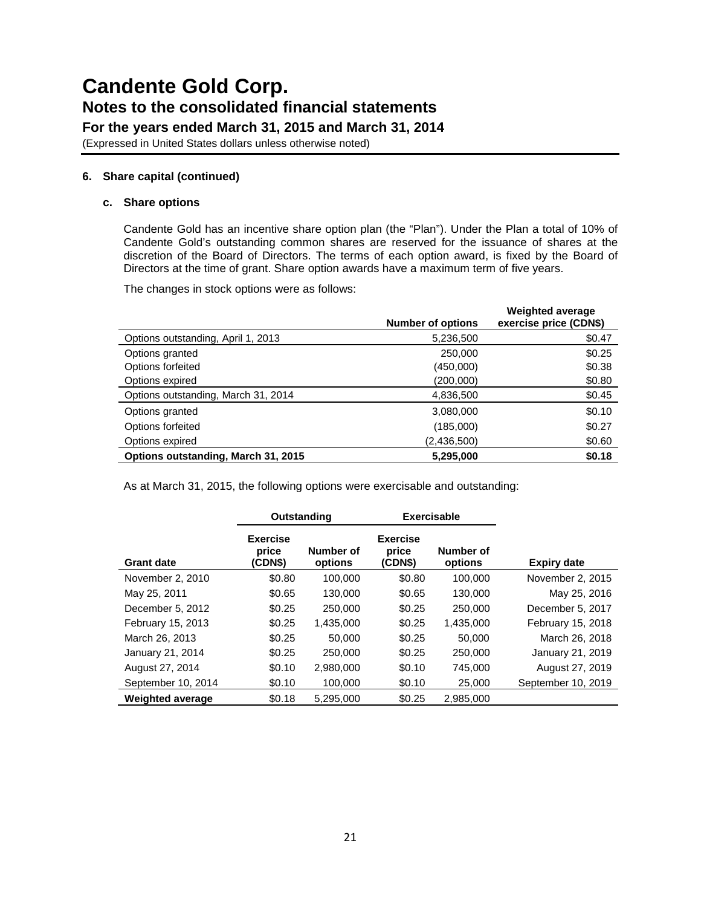# Candente Gold Corp.

## Notes to the consolidated financial statements

### For the years ended March 31, 2015 and March 31, 2014

(Expressed in United States dollars unless otherwise noted)

**6. Share capital (continued)**

**c. Share options**

Candente Gold has an incentive share option plan (the "Plan"). Under the Plan a total of 10% of Candente Gold's outstanding common shares are reserved for the issuance of shares at the discretion of the Board of Directors. The terms of each option award, is fixed by the Board of Directors at the time of grant. Share option awards have a maximum term of five years.

The changes in stock options were as follows:

| | Number of options | Weighted average exercise price (CDN$) |
|---|---|---|
| Options outstanding, April 1, 2013 | 5,236,500 | $0.47 |
| Options granted | 250,000 | $0.25 |
| Options forfeited | (450,000) | $0.38 |
| Options expired | (200,000) | $0.80 |
| Options outstanding, March 31, 2014 | 4,836,500 | $0.45 |
| Options granted | 3,080,000 | $0.10 |
| Options forfeited | (185,000) | $0.27 |
| Options expired | (2,436,500) | $0.60 |
| **Options outstanding, March 31, 2015** | **5,295,000** | **$0.18** |

As at March 31, 2015, the following options were exercisable and outstanding:

| | Outstanding | | Exercisable | | |
|---|---|---|---|---|---|
| Grant date | Exercise price (CDN$) | Number of options | Exercise price (CDN$) | Number of options | Expiry date |
| November 2, 2010 | $0.80 | 100,000 | $0.80 | 100,000 | November 2, 2015 |
| May 25, 2011 | $0.65 | 130,000 | $0.65 | 130,000 | May 25, 2016 |
| December 5, 2012 | $0.25 | 250,000 | $0.25 | 250,000 | December 5, 2017 |
| February 15, 2013 | $0.25 | 1,435,000 | $0.25 | 1,435,000 | February 15, 2018 |
| March 26, 2013 | $0.25 | 50,000 | $0.25 | 50,000 | March 26, 2018 |
| January 21, 2014 | $0.25 | 250,000 | $0.25 | 250,000 | January 21, 2019 |
| August 27, 2014 | $0.10 | 2,980,000 | $0.10 | 745,000 | August 27, 2019 |
| September 10, 2014 | $0.10 | 100,000 | $0.10 | 25,000 | September 10, 2019 |
| **Weighted average** | $0.18 | 5,295,000 | $0.25 | 2,985,000 | |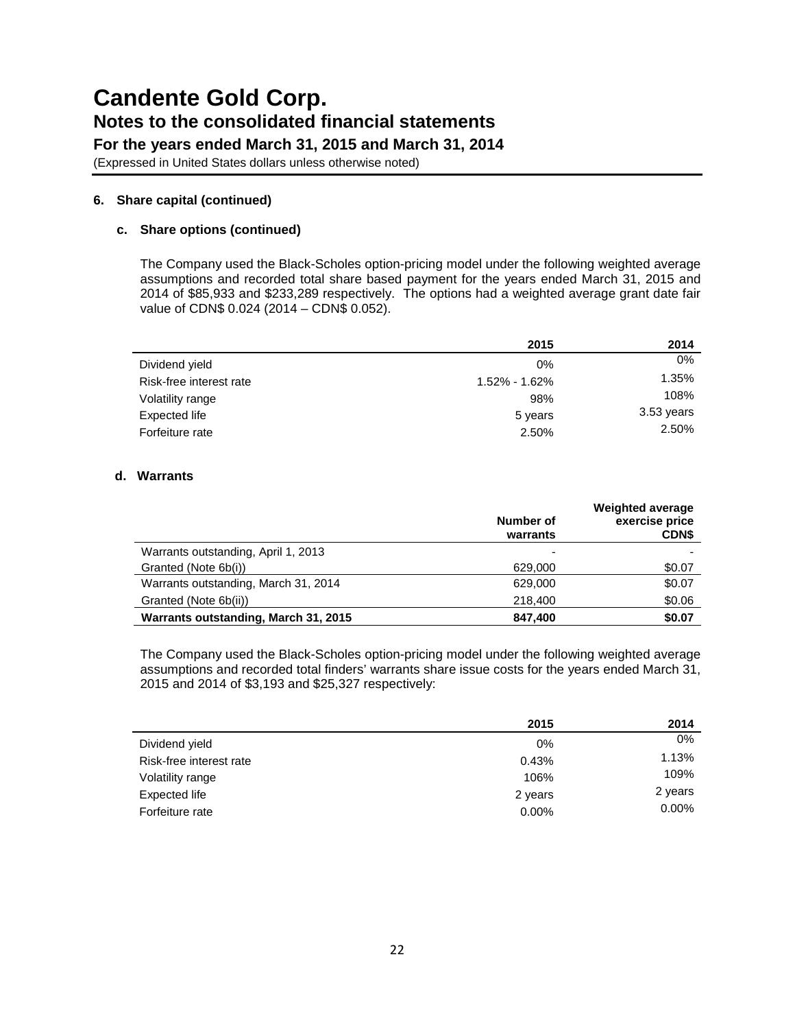# Candente Gold Corp.

## Notes to the consolidated financial statements

### For the years ended March 31, 2015 and March 31, 2014

(Expressed in United States dollars unless otherwise noted)

**6. Share capital (continued)**

**c. Share options (continued)**

The Company used the Black-Scholes option-pricing model under the following weighted average assumptions and recorded total share based payment for the years ended March 31, 2015 and 2014 of $85,933 and $233,289 respectively. The options had a weighted average grant date fair value of CDN$ 0.024 (2014 – CDN$ 0.052).

| | 2015 | 2014 |
|---|---|---|
| Dividend yield | 0% | 0% |
| Risk-free interest rate | 1.52% - 1.62% | 1.35% |
| Volatility range | 98% | 108% |
| Expected life | 5 years | 3.53 years |
| Forfeiture rate | 2.50% | 2.50% |

**d. Warrants**

| | Number of warrants | Weighted average exercise price CDN$ |
|---|---|---|
| Warrants outstanding, April 1, 2013 | - | - |
| Granted (Note 6b(i)) | 629,000 | $0.07 |
| Warrants outstanding, March 31, 2014 | 629,000 | $0.07 |
| Granted (Note 6b(ii)) | 218,400 | $0.06 |
| **Warrants outstanding, March 31, 2015** | **847,400** | **$0.07** |

The Company used the Black-Scholes option-pricing model under the following weighted average assumptions and recorded total finders' warrants share issue costs for the years ended March 31, 2015 and 2014 of $3,193 and $25,327 respectively:

| | 2015 | 2014 |
|---|---|---|
| Dividend yield | 0% | 0% |
| Risk-free interest rate | 0.43% | 1.13% |
| Volatility range | 106% | 109% |
| Expected life | 2 years | 2 years |
| Forfeiture rate | 0.00% | 0.00% |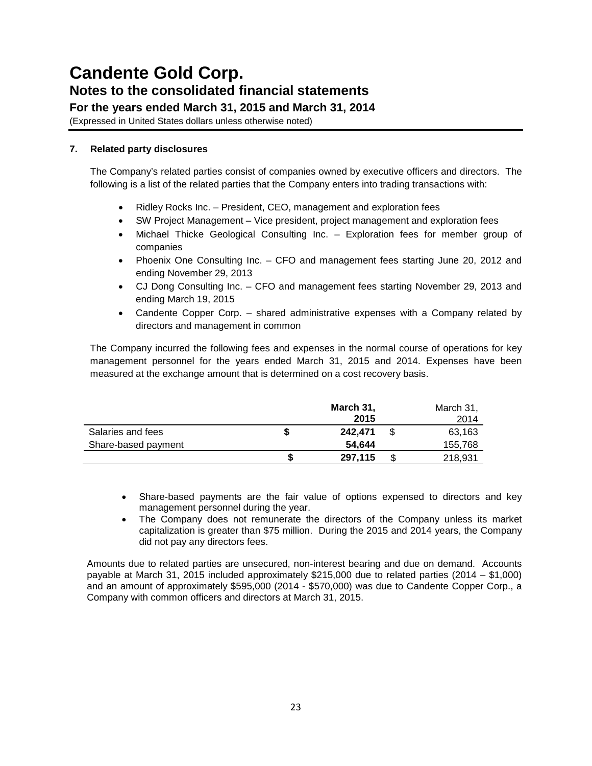# Candente Gold Corp.
## Notes to the consolidated financial statements
### For the years ended March 31, 2015 and March 31, 2014
(Expressed in United States dollars unless otherwise noted)

### 7. Related party disclosures

The Company's related parties consist of companies owned by executive officers and directors. The following is a list of the related parties that the Company enters into trading transactions with:

- Ridley Rocks Inc. – President, CEO, management and exploration fees
- SW Project Management – Vice president, project management and exploration fees
- Michael Thicke Geological Consulting Inc. – Exploration fees for member group of companies
- Phoenix One Consulting Inc. – CFO and management fees starting June 20, 2012 and ending November 29, 2013
- CJ Dong Consulting Inc. – CFO and management fees starting November 29, 2013 and ending March 19, 2015
- Candente Copper Corp. – shared administrative expenses with a Company related by directors and management in common

The Company incurred the following fees and expenses in the normal course of operations for key management personnel for the years ended March 31, 2015 and 2014. Expenses have been measured at the exchange amount that is determined on a cost recovery basis.

| | | **March 31, 2015** | | March 31, 2014 |
|---|---|---|---|---|
| Salaries and fees | **$** | **242,471** | $ | 63,163 |
| Share-based payment | | **54,644** | | 155,768 |
| | **$** | **297,115** | $ | 218,931 |

- Share-based payments are the fair value of options expensed to directors and key management personnel during the year.
- The Company does not remunerate the directors of the Company unless its market capitalization is greater than $75 million. During the 2015 and 2014 years, the Company did not pay any directors fees.

Amounts due to related parties are unsecured, non-interest bearing and due on demand. Accounts payable at March 31, 2015 included approximately $215,000 due to related parties (2014 – $1,000) and an amount of approximately $595,000 (2014 - $570,000) was due to Candente Copper Corp., a Company with common officers and directors at March 31, 2015.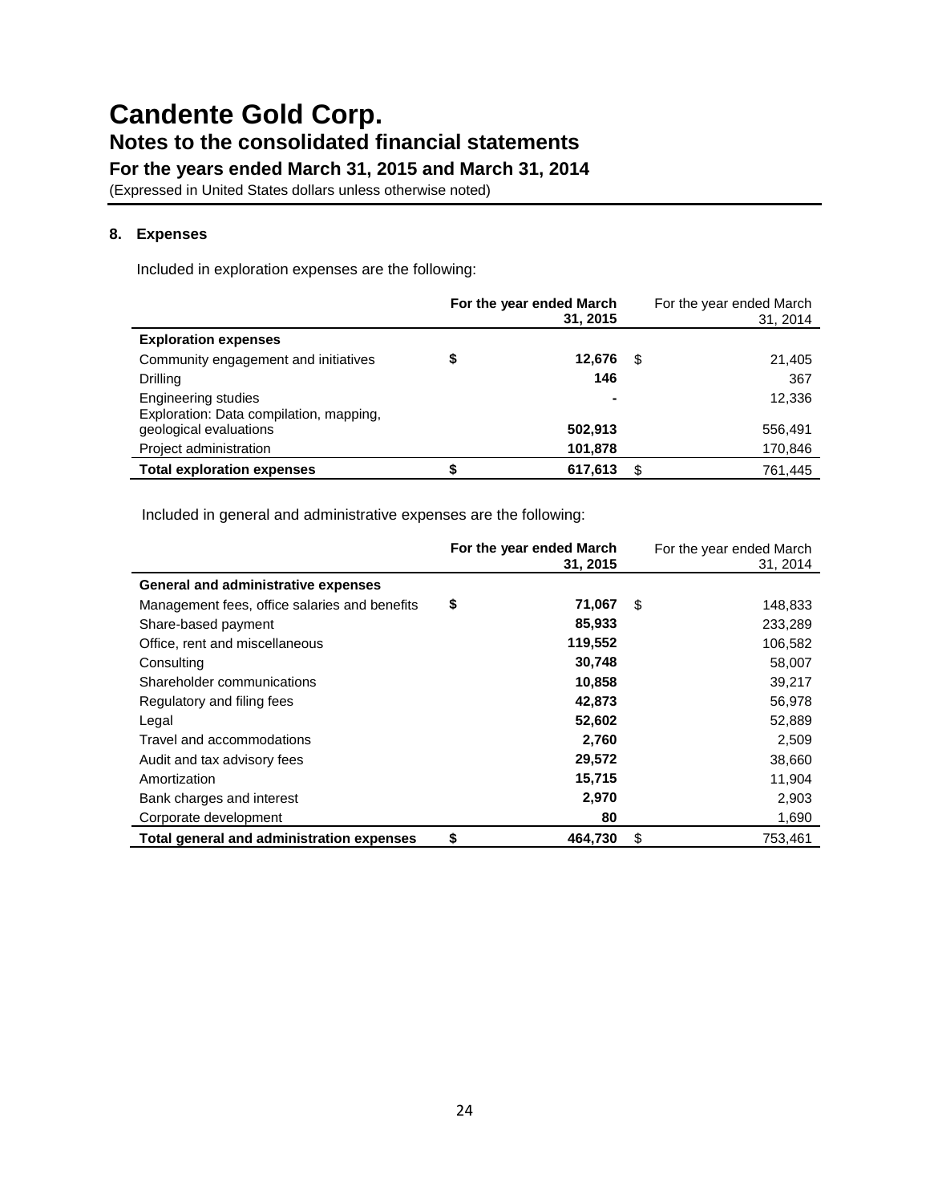# Candente Gold Corp.

## Notes to the consolidated financial statements

### For the years ended March 31, 2015 and March 31, 2014

(Expressed in United States dollars unless otherwise noted)

### 8. Expenses

Included in exploration expenses are the following:

| | For the year ended March 31, 2015 | For the year ended March 31, 2014 |
|---|---|---|
| **Exploration expenses** | | |
| Community engagement and initiatives | $ 12,676 | $ 21,405 |
| Drilling | 146 | 367 |
| Engineering studies | - | 12,336 |
| Exploration: Data compilation, mapping, geological evaluations | 502,913 | 556,491 |
| Project administration | 101,878 | 170,846 |
| **Total exploration expenses** | $ 617,613 | $ 761,445 |

Included in general and administrative expenses are the following:

| | For the year ended March 31, 2015 | For the year ended March 31, 2014 |
|---|---|---|
| **General and administrative expenses** | | |
| Management fees, office salaries and benefits | $ 71,067 | $ 148,833 |
| Share-based payment | 85,933 | 233,289 |
| Office, rent and miscellaneous | 119,552 | 106,582 |
| Consulting | 30,748 | 58,007 |
| Shareholder communications | 10,858 | 39,217 |
| Regulatory and filing fees | 42,873 | 56,978 |
| Legal | 52,602 | 52,889 |
| Travel and accommodations | 2,760 | 2,509 |
| Audit and tax advisory fees | 29,572 | 38,660 |
| Amortization | 15,715 | 11,904 |
| Bank charges and interest | 2,970 | 2,903 |
| Corporate development | 80 | 1,690 |
| **Total general and administration expenses** | $ 464,730 | $ 753,461 |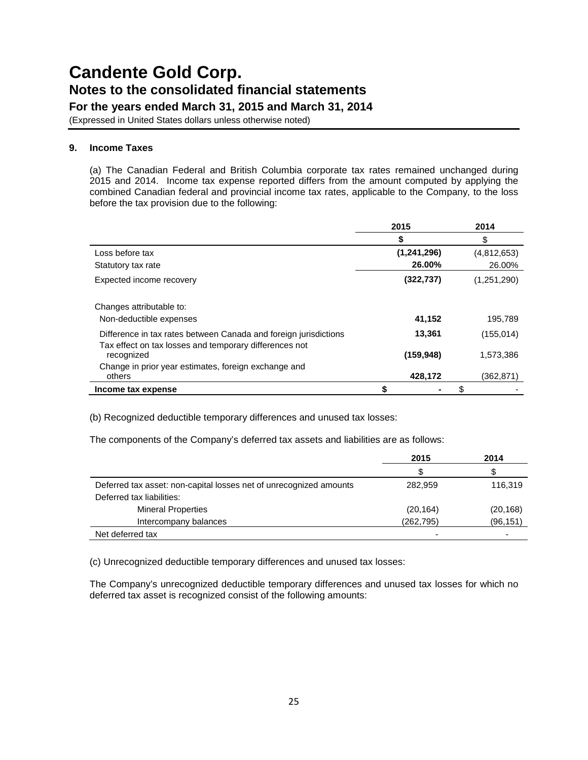# Candente Gold Corp.

## Notes to the consolidated financial statements

### For the years ended March 31, 2015 and March 31, 2014

(Expressed in United States dollars unless otherwise noted)

**9. Income Taxes**

(a) The Canadian Federal and British Columbia corporate tax rates remained unchanged during 2015 and 2014. Income tax expense reported differs from the amount computed by applying the combined Canadian federal and provincial income tax rates, applicable to the Company, to the loss before the tax provision due to the following:

| | 2015 | 2014 |
|---|---|---|
| | **$** | $ |
| Loss before tax | **(1,241,296)** | (4,812,653) |
| Statutory tax rate | **26.00%** | 26.00% |
| Expected income recovery | **(322,737)** | (1,251,290) |
| Changes attributable to: | | |
| Non-deductible expenses | **41,152** | 195,789 |
| Difference in tax rates between Canada and foreign jurisdictions | **13,361** | (155,014) |
| Tax effect on tax losses and temporary differences not recognized | **(159,948)** | 1,573,386 |
| Change in prior year estimates, foreign exchange and others | **428,172** | (362,871) |
| **Income tax expense** | **$ -** | $ - |

(b) Recognized deductible temporary differences and unused tax losses:

The components of the Company's deferred tax assets and liabilities are as follows:

| | 2015 | 2014 |
|---|---|---|
| | $ | $ |
| Deferred tax asset: non-capital losses net of unrecognized amounts | 282,959 | 116,319 |
| Deferred tax liabilities: | | |
| Mineral Properties | (20,164) | (20,168) |
| Intercompany balances | (262,795) | (96,151) |
| Net deferred tax | - | - |

(c) Unrecognized deductible temporary differences and unused tax losses:

The Company's unrecognized deductible temporary differences and unused tax losses for which no deferred tax asset is recognized consist of the following amounts: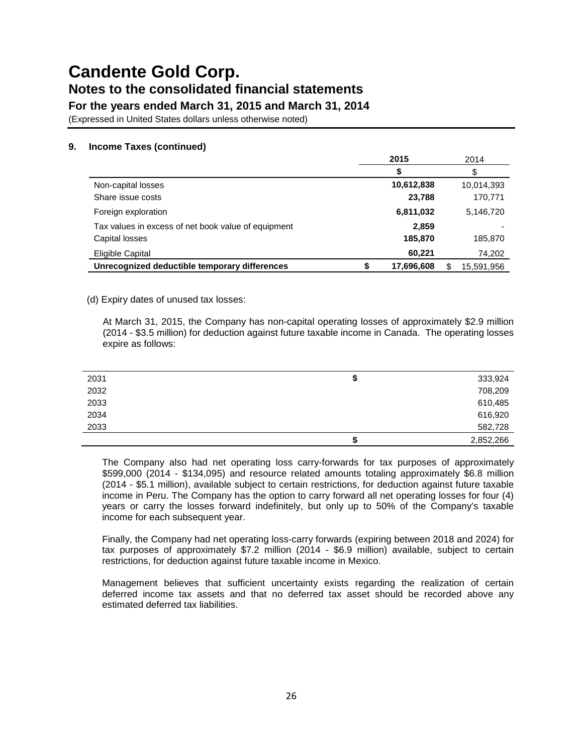# Candente Gold Corp.

## Notes to the consolidated financial statements

### For the years ended March 31, 2015 and March 31, 2014

(Expressed in United States dollars unless otherwise noted)

**9. Income Taxes (continued)**

| | 2015 | 2014 |
|---|---|---|
| | **$** | $ |
| Non-capital losses | **10,612,838** | 10,014,393 |
| Share issue costs | **23,788** | 170,771 |
| Foreign exploration | **6,811,032** | 5,146,720 |
| Tax values in excess of net book value of equipment | **2,859** | - |
| Capital losses | **185,870** | 185,870 |
| Eligible Capital | **60,221** | 74,202 |
| **Unrecognized deductible temporary differences** | **$ 17,696,608** | $ 15,591,956 |

(d) Expiry dates of unused tax losses:

At March 31, 2015, the Company has non-capital operating losses of approximately $2.9 million (2014 - $3.5 million) for deduction against future taxable income in Canada. The operating losses expire as follows:

| | |
|---|---|
| 2031 | $ 333,924 |
| 2032 | 708,209 |
| 2033 | 610,485 |
| 2034 | 616,920 |
| 2033 | 582,728 |
| | $ 2,852,266 |

The Company also had net operating loss carry-forwards for tax purposes of approximately $599,000 (2014 - $134,095) and resource related amounts totaling approximately $6.8 million (2014 - $5.1 million), available subject to certain restrictions, for deduction against future taxable income in Peru. The Company has the option to carry forward all net operating losses for four (4) years or carry the losses forward indefinitely, but only up to 50% of the Company's taxable income for each subsequent year.

Finally, the Company had net operating loss-carry forwards (expiring between 2018 and 2024) for tax purposes of approximately $7.2 million (2014 - $6.9 million) available, subject to certain restrictions, for deduction against future taxable income in Mexico.

Management believes that sufficient uncertainty exists regarding the realization of certain deferred income tax assets and that no deferred tax asset should be recorded above any estimated deferred tax liabilities.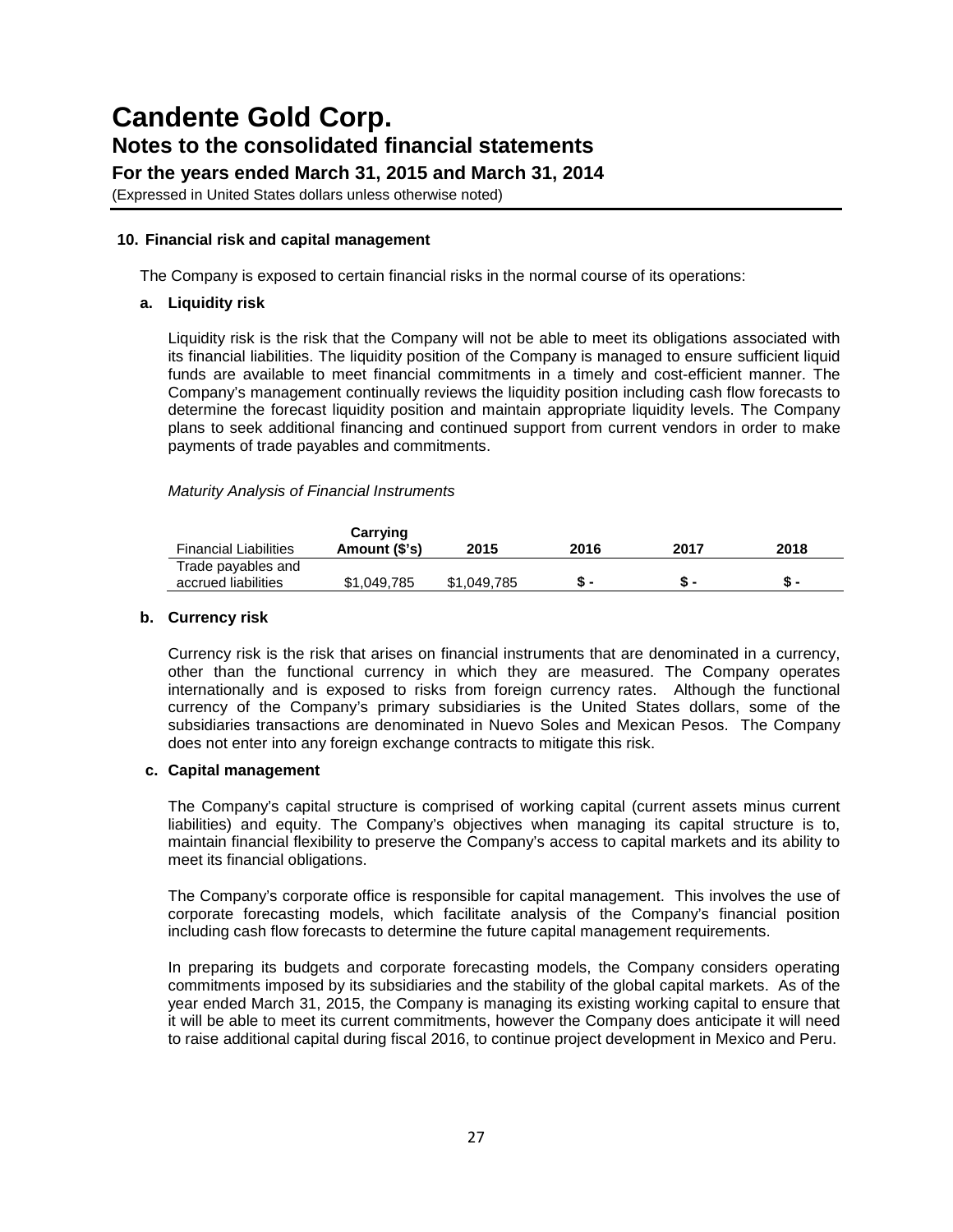# Candente Gold Corp.

## Notes to the consolidated financial statements

### For the years ended March 31, 2015 and March 31, 2014

(Expressed in United States dollars unless otherwise noted)

**10. Financial risk and capital management**

The Company is exposed to certain financial risks in the normal course of its operations:

**a. Liquidity risk**

Liquidity risk is the risk that the Company will not be able to meet its obligations associated with its financial liabilities. The liquidity position of the Company is managed to ensure sufficient liquid funds are available to meet financial commitments in a timely and cost-efficient manner. The Company's management continually reviews the liquidity position including cash flow forecasts to determine the forecast liquidity position and maintain appropriate liquidity levels. The Company plans to seek additional financing and continued support from current vendors in order to make payments of trade payables and commitments.

*Maturity Analysis of Financial Instruments*

| Financial Liabilities | Carrying Amount ($'s) | 2015 | 2016 | 2017 | 2018 |
|---|---|---|---|---|---|
| Trade payables and accrued liabilities | $1,049,785 | $1,049,785 | $ - | $ - | $ - |

**b. Currency risk**

Currency risk is the risk that arises on financial instruments that are denominated in a currency, other than the functional currency in which they are measured. The Company operates internationally and is exposed to risks from foreign currency rates. Although the functional currency of the Company's primary subsidiaries is the United States dollars, some of the subsidiaries transactions are denominated in Nuevo Soles and Mexican Pesos. The Company does not enter into any foreign exchange contracts to mitigate this risk.

**c. Capital management**

The Company's capital structure is comprised of working capital (current assets minus current liabilities) and equity. The Company's objectives when managing its capital structure is to, maintain financial flexibility to preserve the Company's access to capital markets and its ability to meet its financial obligations.

The Company's corporate office is responsible for capital management. This involves the use of corporate forecasting models, which facilitate analysis of the Company's financial position including cash flow forecasts to determine the future capital management requirements.

In preparing its budgets and corporate forecasting models, the Company considers operating commitments imposed by its subsidiaries and the stability of the global capital markets. As of the year ended March 31, 2015, the Company is managing its existing working capital to ensure that it will be able to meet its current commitments, however the Company does anticipate it will need to raise additional capital during fiscal 2016, to continue project development in Mexico and Peru.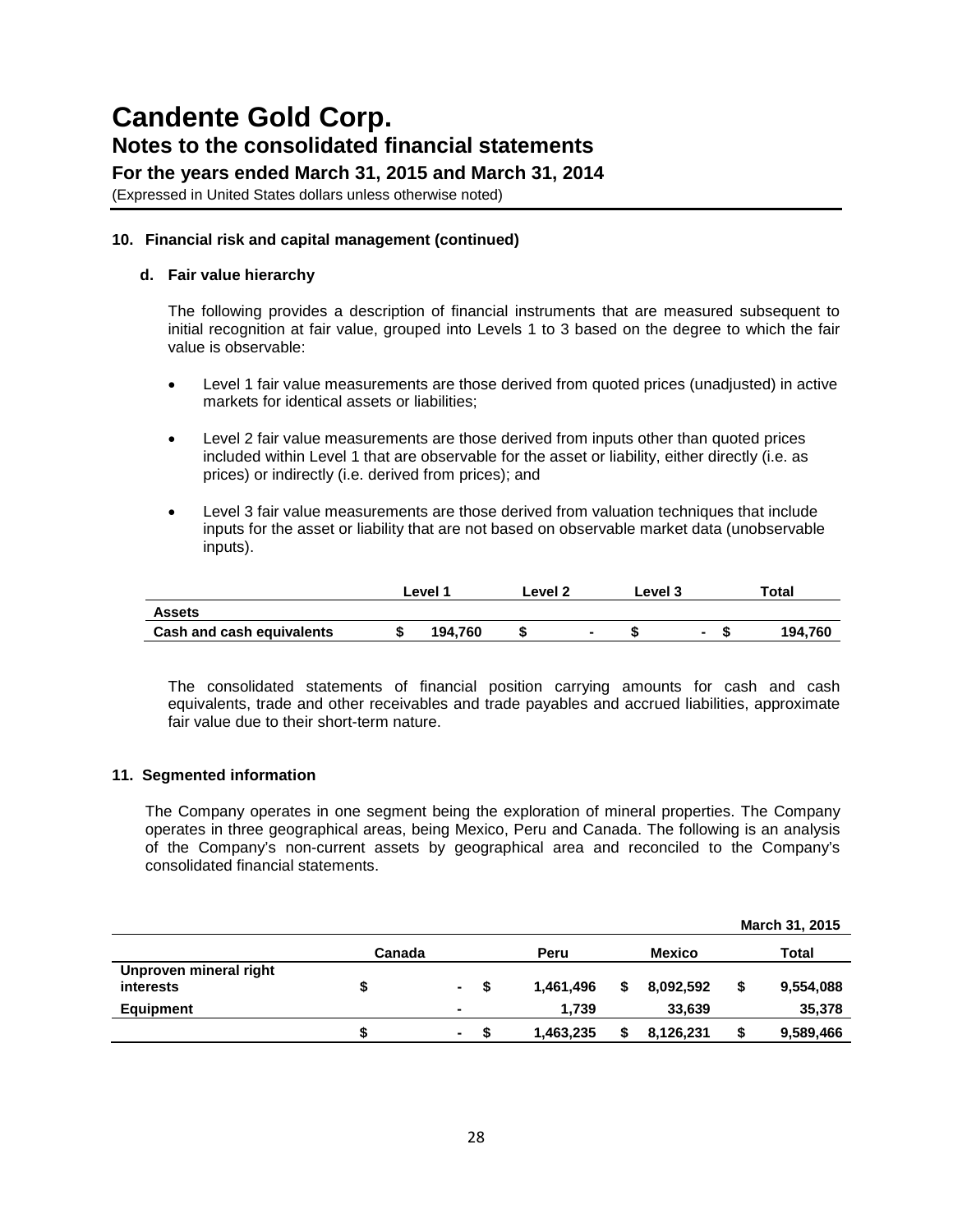## 10. Financial risk and capital management (continued)

### d. Fair value hierarchy

The following provides a description of financial instruments that are measured subsequent to initial recognition at fair value, grouped into Levels 1 to 3 based on the degree to which the fair value is observable:

- Level 1 fair value measurements are those derived from quoted prices (unadjusted) in active markets for identical assets or liabilities;
- Level 2 fair value measurements are those derived from inputs other than quoted prices included within Level 1 that are observable for the asset or liability, either directly (i.e. as prices) or indirectly (i.e. derived from prices); and
- Level 3 fair value measurements are those derived from valuation techniques that include inputs for the asset or liability that are not based on observable market data (unobservable inputs).

| | Level 1 | Level 2 | Level 3 | Total |
|---|---|---|---|---|
| **Assets** | | | | |
| **Cash and cash equivalents** | $ 194,760 | $ - | $ - | $ 194,760 |

The consolidated statements of financial position carrying amounts for cash and cash equivalents, trade and other receivables and trade payables and accrued liabilities, approximate fair value due to their short-term nature.

## 11. Segmented information

The Company operates in one segment being the exploration of mineral properties. The Company operates in three geographical areas, being Mexico, Peru and Canada. The following is an analysis of the Company's non-current assets by geographical area and reconciled to the Company's consolidated financial statements.

| | | | | **March 31, 2015** |
|---|---|---|---|---|
| | Canada | Peru | Mexico | Total |
| **Unproven mineral right interests** | $ - | $ 1,461,496 | $ 8,092,592 | $ 9,554,088 |
| **Equipment** | - | 1,739 | 33,639 | 35,378 |
| | $ - | $ 1,463,235 | $ 8,126,231 | $ 9,589,466 |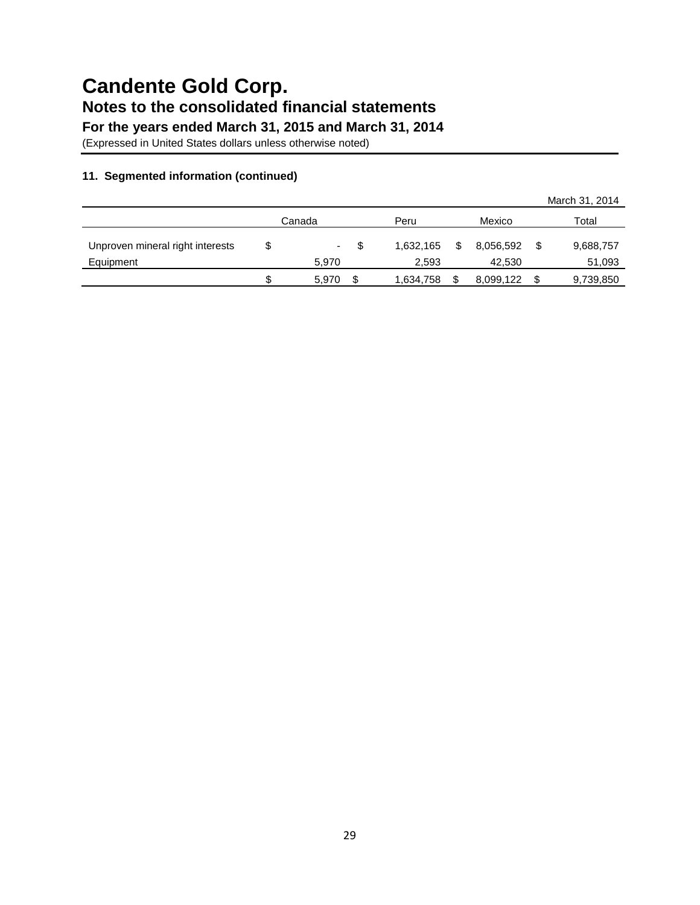# Candente Gold Corp.

## Notes to the consolidated financial statements

### For the years ended March 31, 2015 and March 31, 2014

(Expressed in United States dollars unless otherwise noted)

**11. Segmented information (continued)**

| | | | | March 31, 2014 |
|---|---|---|---|---|
| | Canada | Peru | Mexico | Total |
| Unproven mineral right interests | $ - | $ 1,632,165 | $ 8,056,592 | $ 9,688,757 |
| Equipment | 5,970 | 2,593 | 42,530 | 51,093 |
| | $ 5,970 | $ 1,634,758 | $ 8,099,122 | $ 9,739,850 |